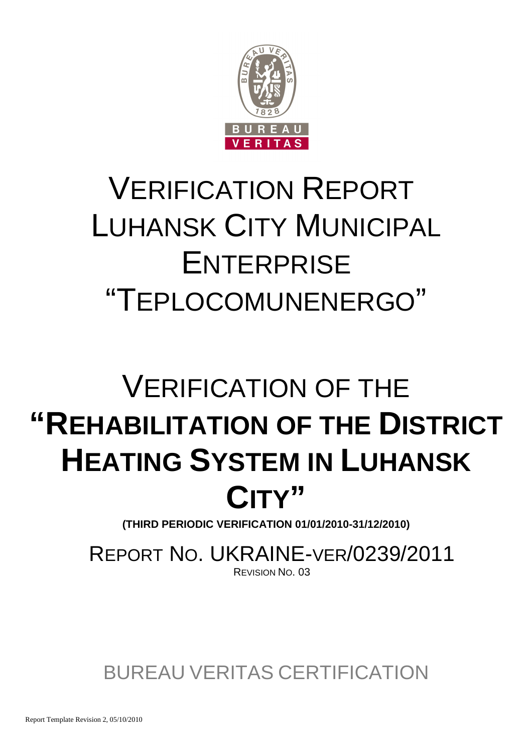# VERIFICATION REPORT LUHANSK CITY MUNICIPAL ENTERPRISE "TEPLOCOMUNENERGO"

# VERIFICATION OF THE **"REHABILITATION OF THE DISTRICT HEATING SYSTEM IN LUHANSK CITY"**

**(THIRD PERIODIC VERIFICATION 01/01/2010-31/12/2010)**

REPORT NO. UKRAINE-VER/0239/2011

REVISION NO. 03

BUREAU VERITAS CERTIFICATION

Report Template Revision 2, 05/10/2010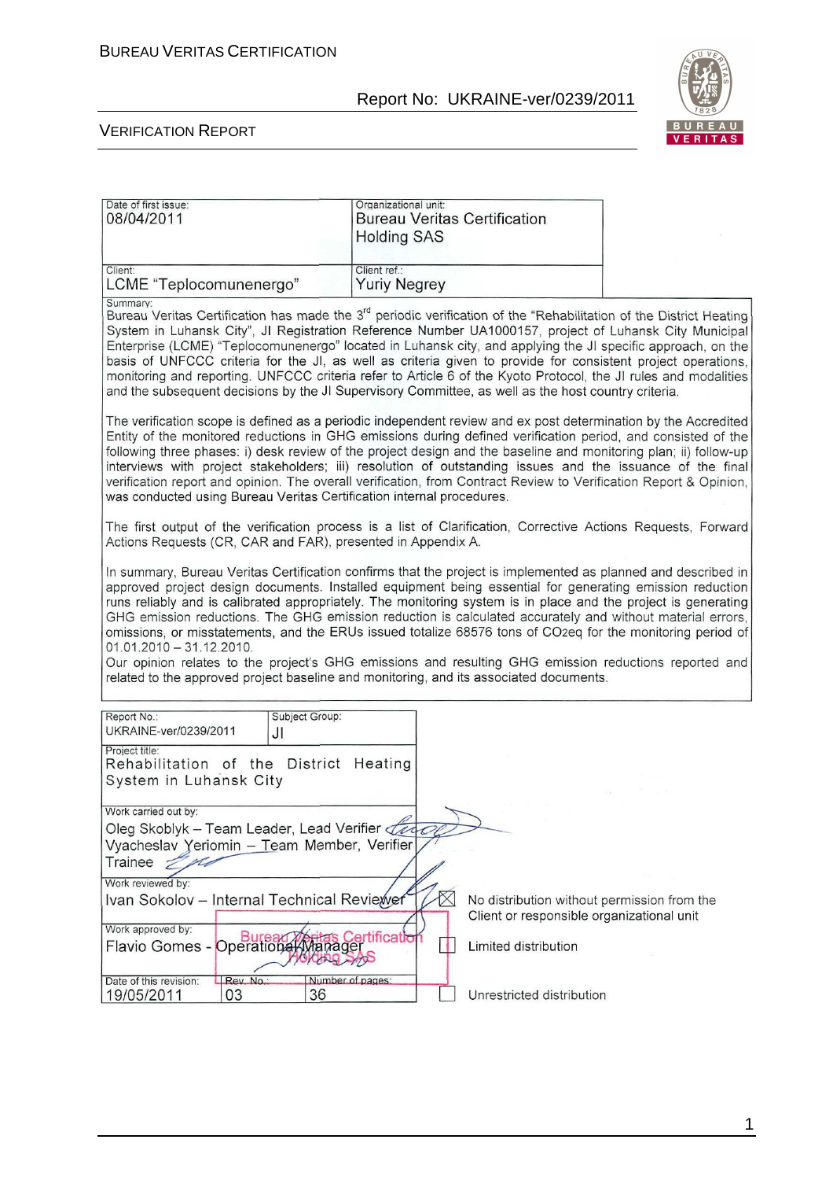| Date of first issue: | Organizational unit: |
| --- | --- |
| 08/04/2011 | Bureau Veritas Certification Holding SAS |
| Client: LCME "Teplocomunenergo" | Client ref.: Yuriy Negrey |

Summary:

Bureau Veritas Certification has made the 3rd periodic verification of the "Rehabilitation of the District Heating System in Luhansk City", JI Registration Reference Number UA1000157, project of Luhansk City Municipal Enterprise (LCME) "Teplocomunenergo" located in Luhansk city, and applying the JI specific approach, on the basis of UNFCCC criteria for the JI, as well as criteria given to provide for consistent project operations, monitoring and reporting. UNFCCC criteria refer to Article 6 of the Kyoto Protocol, the JI rules and modalities and the subsequent decisions by the JI Supervisory Committee, as well as the host country criteria.

The verification scope is defined as a periodic independent review and ex post determination by the Accredited Entity of the monitored reductions in GHG emissions during defined verification period, and consisted of the following three phases: i) desk review of the project design and the baseline and monitoring plan; ii) follow-up interviews with project stakeholders; iii) resolution of outstanding issues and the issuance of the final verification report and opinion. The overall verification, from Contract Review to Verification Report & Opinion, was conducted using Bureau Veritas Certification internal procedures.

The first output of the verification process is a list of Clarification, Corrective Actions Requests, Forward Actions Requests (CR, CAR and FAR), presented in Appendix A.

In summary, Bureau Veritas Certification confirms that the project is implemented as planned and described in approved project design documents. Installed equipment being essential for generating emission reduction runs reliably and is calibrated appropriately. The monitoring system is in place and the project is generating GHG emission reductions. The GHG emission reduction is calculated accurately and without material errors, omissions, or misstatements, and the ERUs issued totalize 68576 tons of $CO_2$eq for the monitoring period of 01.01.2010 – 31.12.2010.

Our opinion relates to the project's GHG emissions and resulting GHG emission reductions reported and related to the approved project baseline and monitoring, and its associated documents.

| Report No.: | Subject Group: |
| --- | --- |
| UKRAINE-ver/0239/2011 | JI |

Project title:
Rehabilitation of the District Heating System in Luhansk City

Work carried out by:
Oleg Skoblyk – Team Leader, Lead Verifier
Vyacheslav Yeriomin – Team Member, Verifier Trainee

Work reviewed by:
Ivan Sokolov – Internal Technical Reviewer

Work approved by:
Flavio Gomes - Operational Manager

| Date of this revision: | Rev. No.: | Number of pages: |
| --- | --- | --- |
| 19/05/2011 | 03 | 36 |

- [x] No distribution without permission from the Client or responsible organizational unit
- [ ] Limited distribution
- [ ] Unrestricted distribution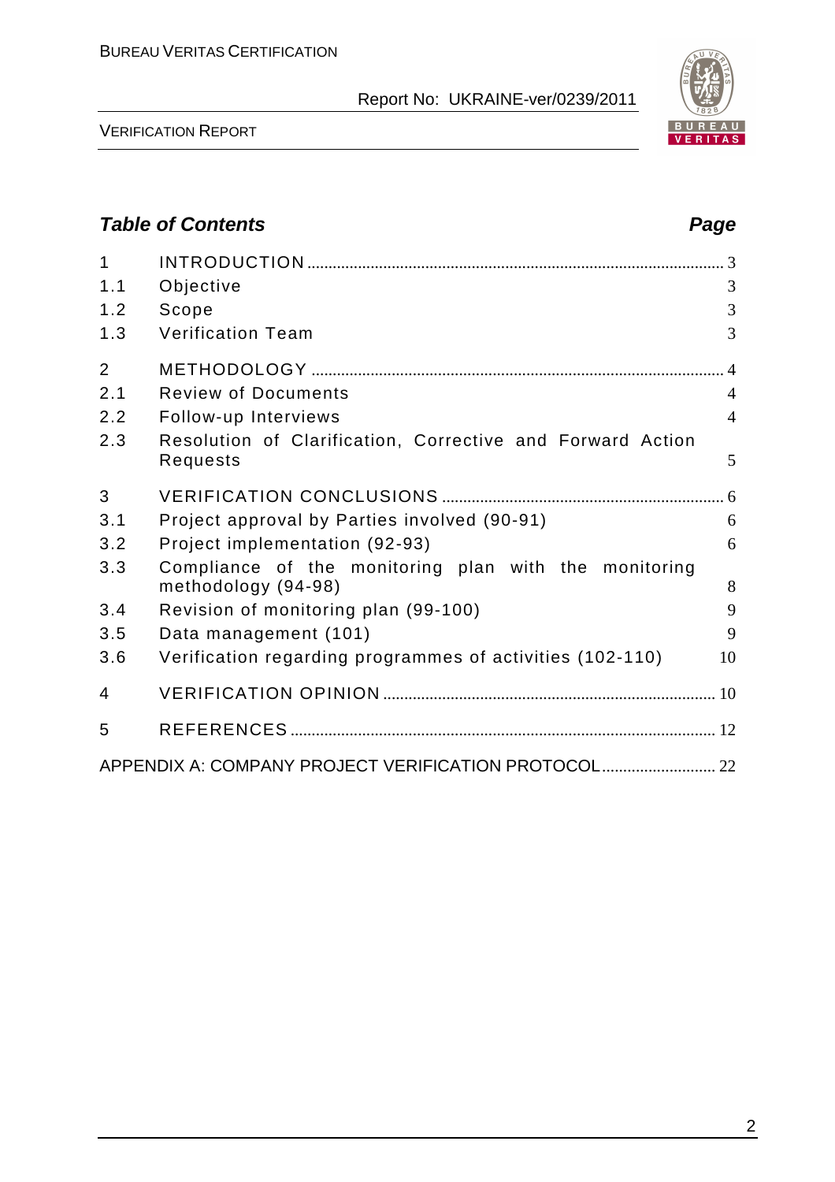## *Table of Contents* *Page*

| | | |
|---|---|---|
| 1 | INTRODUCTION | 3 |
| 1.1 | Objective | 3 |
| 1.2 | Scope | 3 |
| 1.3 | Verification Team | 3 |
| 2 | METHODOLOGY | 4 |
| 2.1 | Review of Documents | 4 |
| 2.2 | Follow-up Interviews | 4 |
| 2.3 | Resolution of Clarification, Corrective and Forward Action Requests | 5 |
| 3 | VERIFICATION CONCLUSIONS | 6 |
| 3.1 | Project approval by Parties involved (90-91) | 6 |
| 3.2 | Project implementation (92-93) | 6 |
| 3.3 | Compliance of the monitoring plan with the monitoring methodology (94-98) | 8 |
| 3.4 | Revision of monitoring plan (99-100) | 9 |
| 3.5 | Data management (101) | 9 |
| 3.6 | Verification regarding programmes of activities (102-110) | 10 |
| 4 | VERIFICATION OPINION | 10 |
| 5 | REFERENCES | 12 |
| APPENDIX A: COMPANY PROJECT VERIFICATION PROTOCOL | | 22 |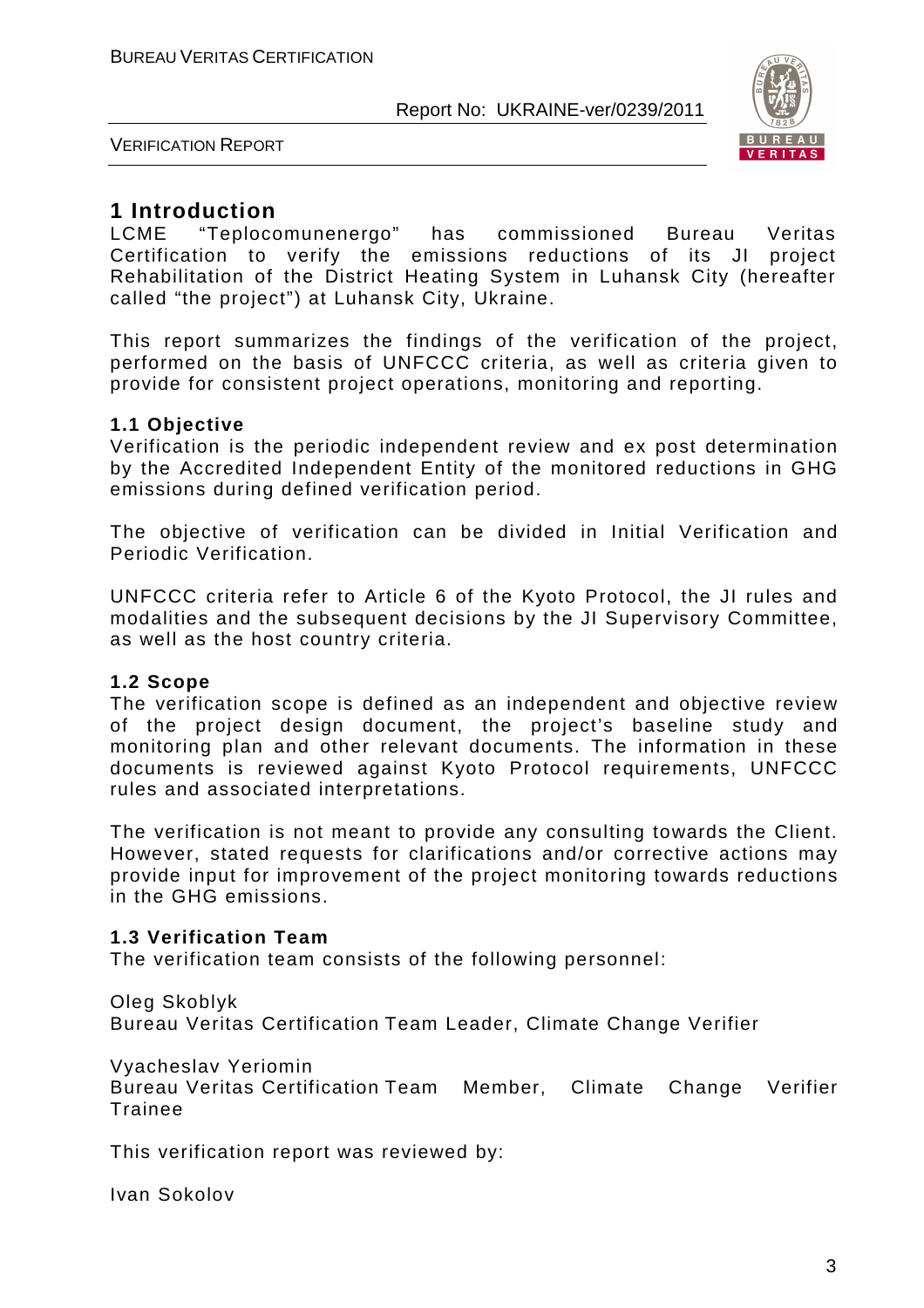# 1 Introduction

LCME "Teplocomunenergo" has commissioned Bureau Veritas Certification to verify the emissions reductions of its JI project Rehabilitation of the District Heating System in Luhansk City (hereafter called "the project") at Luhansk City, Ukraine.

This report summarizes the findings of the verification of the project, performed on the basis of UNFCCC criteria, as well as criteria given to provide for consistent project operations, monitoring and reporting.

## 1.1 Objective

Verification is the periodic independent review and ex post determination by the Accredited Independent Entity of the monitored reductions in GHG emissions during defined verification period.

The objective of verification can be divided in Initial Verification and Periodic Verification.

UNFCCC criteria refer to Article 6 of the Kyoto Protocol, the JI rules and modalities and the subsequent decisions by the JI Supervisory Committee, as well as the host country criteria.

## 1.2 Scope

The verification scope is defined as an independent and objective review of the project design document, the project's baseline study and monitoring plan and other relevant documents. The information in these documents is reviewed against Kyoto Protocol requirements, UNFCCC rules and associated interpretations.

The verification is not meant to provide any consulting towards the Client. However, stated requests for clarifications and/or corrective actions may provide input for improvement of the project monitoring towards reductions in the GHG emissions.

## 1.3 Verification Team

The verification team consists of the following personnel:

Oleg Skoblyk
Bureau Veritas Certification Team Leader, Climate Change Verifier

Vyacheslav Yeriomin
Bureau Veritas Certification Team Member, Climate Change Verifier Trainee

This verification report was reviewed by:

Ivan Sokolov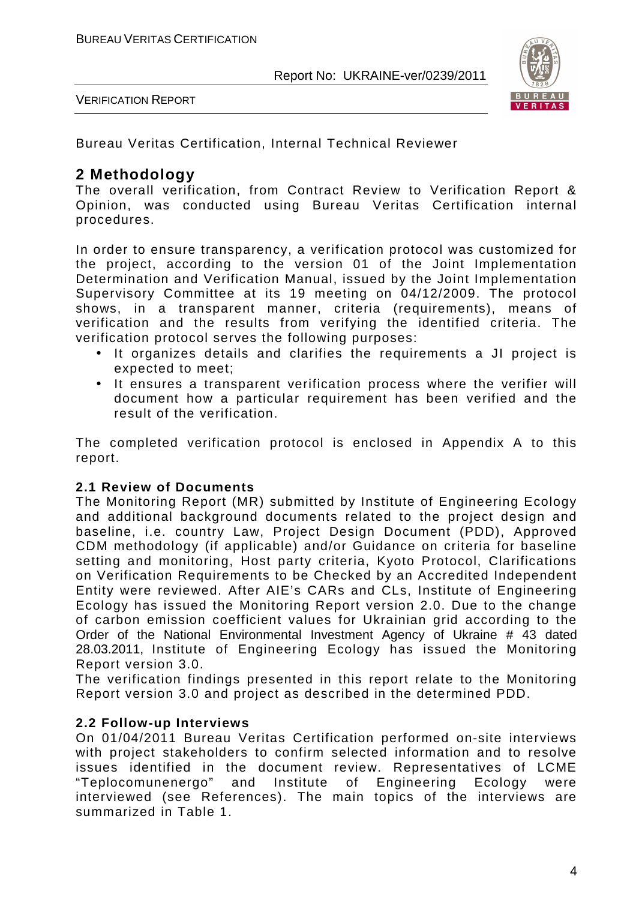Bureau Veritas Certification, Internal Technical Reviewer

## 2 Methodology

The overall verification, from Contract Review to Verification Report & Opinion, was conducted using Bureau Veritas Certification internal procedures.

In order to ensure transparency, a verification protocol was customized for the project, according to the version 01 of the Joint Implementation Determination and Verification Manual, issued by the Joint Implementation Supervisory Committee at its 19 meeting on 04/12/2009. The protocol shows, in a transparent manner, criteria (requirements), means of verification and the results from verifying the identified criteria. The verification protocol serves the following purposes:

- It organizes details and clarifies the requirements a JI project is expected to meet;
- It ensures a transparent verification process where the verifier will document how a particular requirement has been verified and the result of the verification.

The completed verification protocol is enclosed in Appendix A to this report.

### 2.1 Review of Documents

The Monitoring Report (MR) submitted by Institute of Engineering Ecology and additional background documents related to the project design and baseline, i.e. country Law, Project Design Document (PDD), Approved CDM methodology (if applicable) and/or Guidance on criteria for baseline setting and monitoring, Host party criteria, Kyoto Protocol, Clarifications on Verification Requirements to be Checked by an Accredited Independent Entity were reviewed. After AIE's CARs and CLs, Institute of Engineering Ecology has issued the Monitoring Report version 2.0. Due to the change of carbon emission coefficient values for Ukrainian grid according to the Order of the National Environmental Investment Agency of Ukraine # 43 dated 28.03.2011, Institute of Engineering Ecology has issued the Monitoring Report version 3.0.

The verification findings presented in this report relate to the Monitoring Report version 3.0 and project as described in the determined PDD.

### 2.2 Follow-up Interviews

On 01/04/2011 Bureau Veritas Certification performed on-site interviews with project stakeholders to confirm selected information and to resolve issues identified in the document review. Representatives of LCME "Teplocomunenergo" and Institute of Engineering Ecology were interviewed (see References). The main topics of the interviews are summarized in Table 1.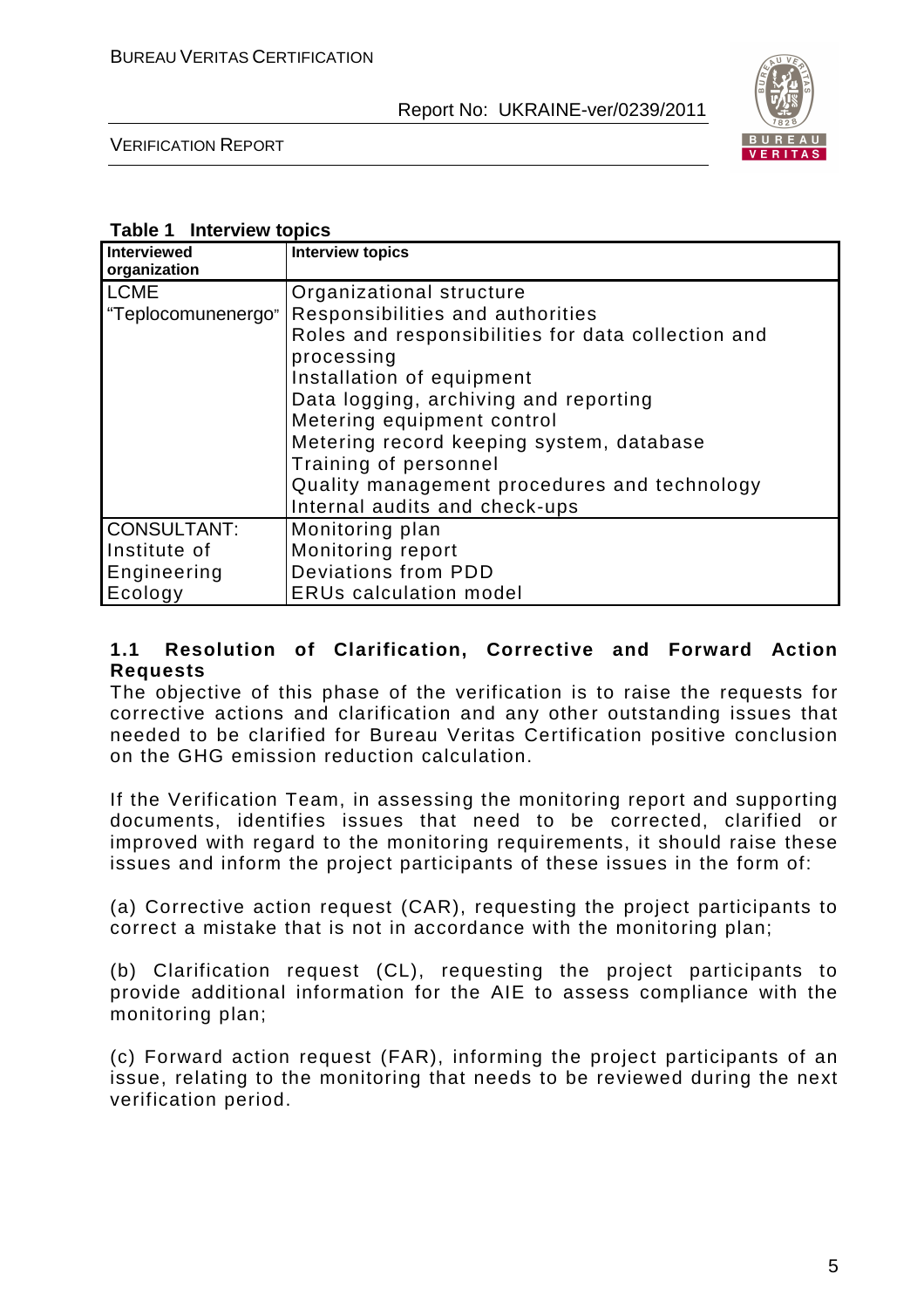**Table 1 Interview topics**

| Interviewed organization | Interview topics |
|---|---|
| LCME "Teplocomunenergo" | Organizational structure<br>Responsibilities and authorities<br>Roles and responsibilities for data collection and processing<br>Installation of equipment<br>Data logging, archiving and reporting<br>Metering equipment control<br>Metering record keeping system, database<br>Training of personnel<br>Quality management procedures and technology<br>Internal audits and check-ups |
| CONSULTANT: Institute of Engineering Ecology | Monitoring plan<br>Monitoring report<br>Deviations from PDD<br>ERUs calculation model |

## 1.1 Resolution of Clarification, Corrective and Forward Action Requests

The objective of this phase of the verification is to raise the requests for corrective actions and clarification and any other outstanding issues that needed to be clarified for Bureau Veritas Certification positive conclusion on the GHG emission reduction calculation.

If the Verification Team, in assessing the monitoring report and supporting documents, identifies issues that need to be corrected, clarified or improved with regard to the monitoring requirements, it should raise these issues and inform the project participants of these issues in the form of:

(a) Corrective action request (CAR), requesting the project participants to correct a mistake that is not in accordance with the monitoring plan;

(b) Clarification request (CL), requesting the project participants to provide additional information for the AIE to assess compliance with the monitoring plan;

(c) Forward action request (FAR), informing the project participants of an issue, relating to the monitoring that needs to be reviewed during the next verification period.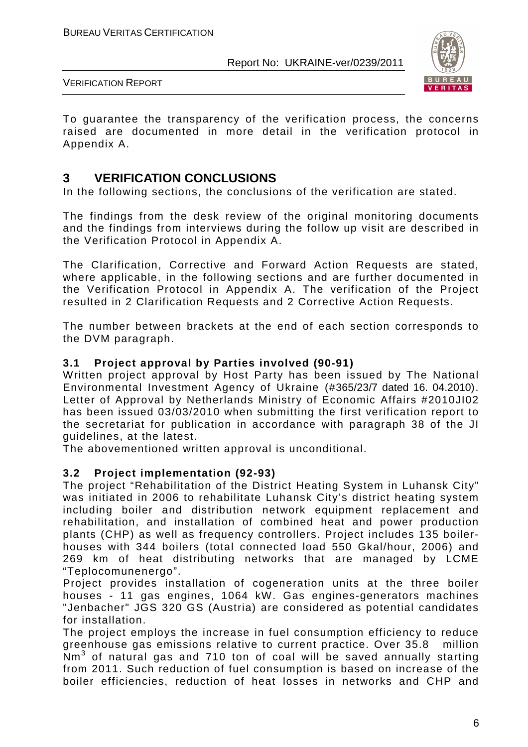To guarantee the transparency of the verification process, the concerns raised are documented in more detail in the verification protocol in Appendix A.

# 3 VERIFICATION CONCLUSIONS

In the following sections, the conclusions of the verification are stated.

The findings from the desk review of the original monitoring documents and the findings from interviews during the follow up visit are described in the Verification Protocol in Appendix A.

The Clarification, Corrective and Forward Action Requests are stated, where applicable, in the following sections and are further documented in the Verification Protocol in Appendix A. The verification of the Project resulted in 2 Clarification Requests and 2 Corrective Action Requests.

The number between brackets at the end of each section corresponds to the DVM paragraph.

## 3.1 Project approval by Parties involved (90-91)

Written project approval by Host Party has been issued by The National Environmental Investment Agency of Ukraine (#365/23/7 dated 16. 04.2010). Letter of Approval by Netherlands Ministry of Economic Affairs #2010JI02 has been issued 03/03/2010 when submitting the first verification report to the secretariat for publication in accordance with paragraph 38 of the JI guidelines, at the latest.

The abovementioned written approval is unconditional.

## 3.2 Project implementation (92-93)

The project "Rehabilitation of the District Heating System in Luhansk City" was initiated in 2006 to rehabilitate Luhansk City's district heating system including boiler and distribution network equipment replacement and rehabilitation, and installation of combined heat and power production plants (CHP) as well as frequency controllers. Project includes 135 boiler-houses with 344 boilers (total connected load 550 Gkal/hour, 2006) and 269 km of heat distributing networks that are managed by LCME "Teplocomunenergo".

Project provides installation of cogeneration units at the three boiler houses - 11 gas engines, 1064 kW. Gas engines-generators machines "Jenbacher" JGS 320 GS (Austria) are considered as potential candidates for installation.

The project employs the increase in fuel consumption efficiency to reduce greenhouse gas emissions relative to current practice. Over 35.8 million $Nm^3$ of natural gas and 710 ton of coal will be saved annually starting from 2011. Such reduction of fuel consumption is based on increase of the boiler efficiencies, reduction of heat losses in networks and CHP and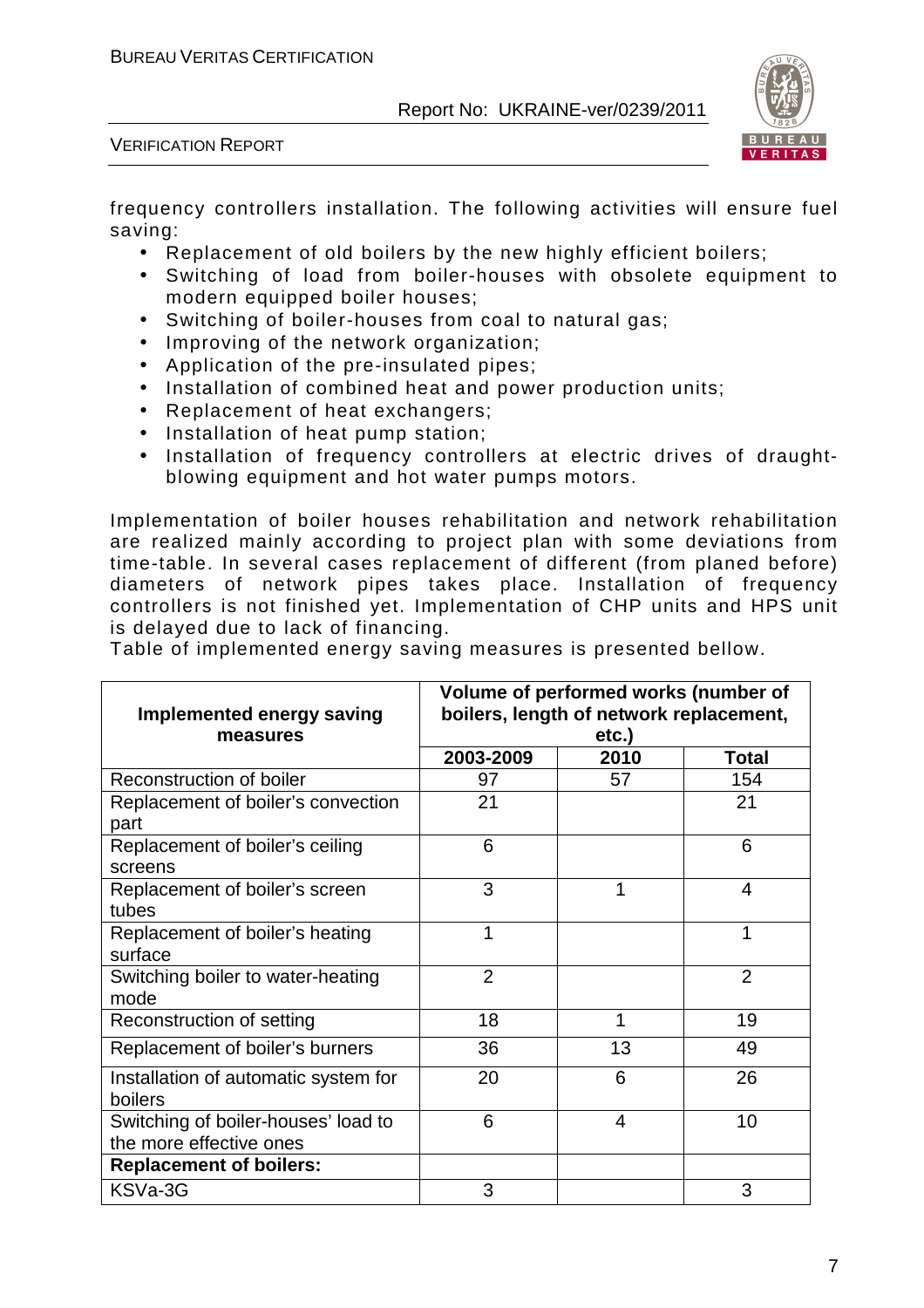frequency controllers installation. The following activities will ensure fuel saving:

- Replacement of old boilers by the new highly efficient boilers;
- Switching of load from boiler-houses with obsolete equipment to modern equipped boiler houses;
- Switching of boiler-houses from coal to natural gas;
- Improving of the network organization;
- Application of the pre-insulated pipes;
- Installation of combined heat and power production units;
- Replacement of heat exchangers;
- Installation of heat pump station;
- Installation of frequency controllers at electric drives of draught-blowing equipment and hot water pumps motors.

Implementation of boiler houses rehabilitation and network rehabilitation are realized mainly according to project plan with some deviations from time-table. In several cases replacement of different (from planed before) diameters of network pipes takes place. Installation of frequency controllers is not finished yet. Implementation of CHP units and HPS unit is delayed due to lack of financing.

Table of implemented energy saving measures is presented bellow.

| **Implemented energy saving measures** | **Volume of performed works (number of boilers, length of network replacement, etc.)** | | |
|---|---|---|---|
| | **2003-2009** | **2010** | **Total** |
| Reconstruction of boiler | 97 | 57 | 154 |
| Replacement of boiler's convection part | 21 | | 21 |
| Replacement of boiler's ceiling screens | 6 | | 6 |
| Replacement of boiler's screen tubes | 3 | 1 | 4 |
| Replacement of boiler's heating surface | 1 | | 1 |
| Switching boiler to water-heating mode | 2 | | 2 |
| Reconstruction of setting | 18 | 1 | 19 |
| Replacement of boiler's burners | 36 | 13 | 49 |
| Installation of automatic system for boilers | 20 | 6 | 26 |
| Switching of boiler-houses' load to the more effective ones | 6 | 4 | 10 |
| **Replacement of boilers:** | | | |
| KSVa-3G | 3 | | 3 |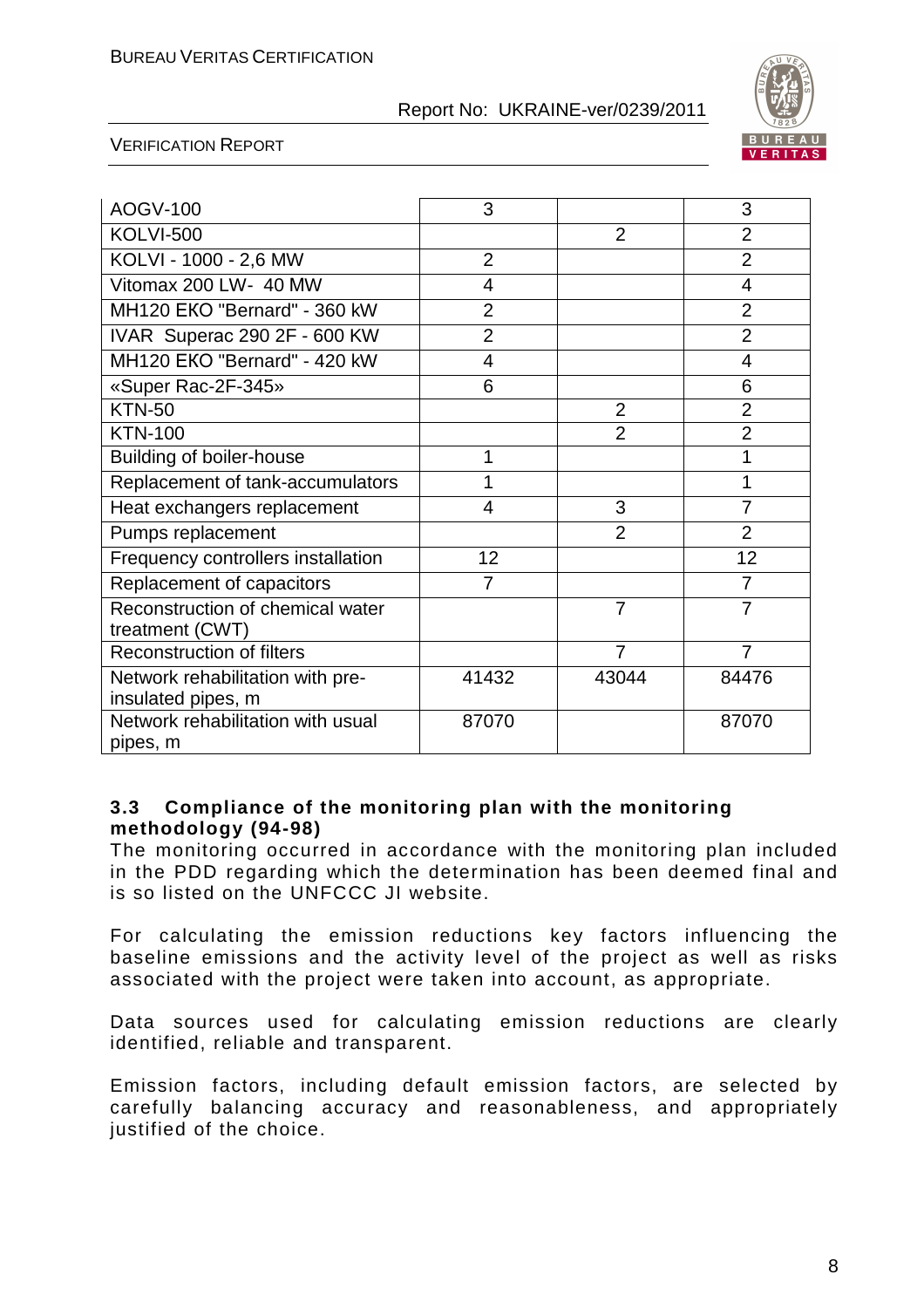| | | | |
|---|---|---|---|
| AOGV-100 | 3 | | 3 |
| KOLVI-500 | | 2 | 2 |
| KOLVI - 1000 - 2,6 MW | 2 | | 2 |
| Vitomax 200 LW- 40 MW | 4 | | 4 |
| MH120 EKO "Bernard" - 360 kW | 2 | | 2 |
| IVAR Superac 290 2F - 600 KW | 2 | | 2 |
| MH120 EKO "Bernard" - 420 kW | 4 | | 4 |
| «Super Rac-2F-345» | 6 | | 6 |
| KTN-50 | | 2 | 2 |
| KTN-100 | | 2 | 2 |
| Building of boiler-house | 1 | | 1 |
| Replacement of tank-accumulators | 1 | | 1 |
| Heat exchangers replacement | 4 | 3 | 7 |
| Pumps replacement | | 2 | 2 |
| Frequency controllers installation | 12 | | 12 |
| Replacement of capacitors | 7 | | 7 |
| Reconstruction of chemical water treatment (CWT) | | 7 | 7 |
| Reconstruction of filters | | 7 | 7 |
| Network rehabilitation with pre-insulated pipes, m | 41432 | 43044 | 84476 |
| Network rehabilitation with usual pipes, m | 87070 | | 87070 |

### 3.3 Compliance of the monitoring plan with the monitoring methodology (94-98)

The monitoring occurred in accordance with the monitoring plan included in the PDD regarding which the determination has been deemed final and is so listed on the UNFCCC JI website.

For calculating the emission reductions key factors influencing the baseline emissions and the activity level of the project as well as risks associated with the project were taken into account, as appropriate.

Data sources used for calculating emission reductions are clearly identified, reliable and transparent.

Emission factors, including default emission factors, are selected by carefully balancing accuracy and reasonableness, and appropriately justified of the choice.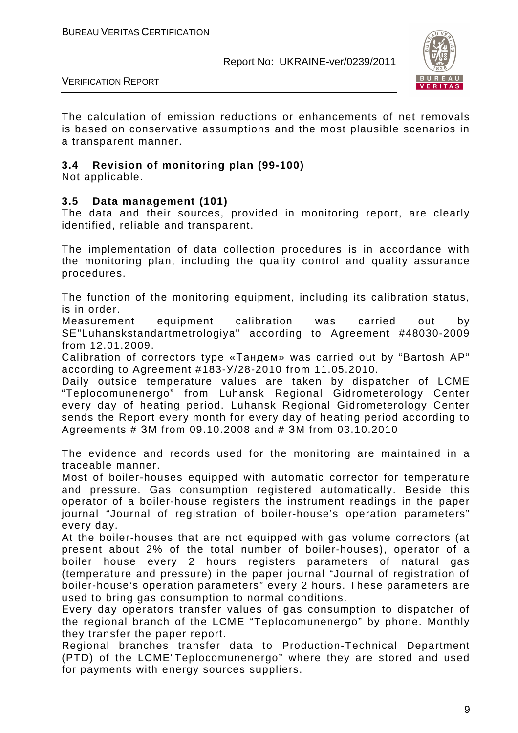The calculation of emission reductions or enhancements of net removals is based on conservative assumptions and the most plausible scenarios in a transparent manner.

### 3.4 Revision of monitoring plan (99-100)

Not applicable.

### 3.5 Data management (101)

The data and their sources, provided in monitoring report, are clearly identified, reliable and transparent.

The implementation of data collection procedures is in accordance with the monitoring plan, including the quality control and quality assurance procedures.

The function of the monitoring equipment, including its calibration status, is in order.

Measurement equipment calibration was carried out by SE"Luhanskstandartmetrologiya" according to Agreement #48030-2009 from 12.01.2009.

Calibration of correctors type «Тандем» was carried out by "Bartosh AP" according to Agreement #183-У/28-2010 from 11.05.2010.

Daily outside temperature values are taken by dispatcher of LCME "Teplocomunenergo" from Luhansk Regional Gidrometerology Center every day of heating period. Luhansk Regional Gidrometerology Center sends the Report every month for every day of heating period according to Agreements # 3M from 09.10.2008 and # 3M from 03.10.2010

The evidence and records used for the monitoring are maintained in a traceable manner.

Most of boiler-houses equipped with automatic corrector for temperature and pressure. Gas consumption registered automatically. Beside this operator of a boiler-house registers the instrument readings in the paper journal "Journal of registration of boiler-house's operation parameters" every day.

At the boiler-houses that are not equipped with gas volume correctors (at present about 2% of the total number of boiler-houses), operator of a boiler house every 2 hours registers parameters of natural gas (temperature and pressure) in the paper journal "Journal of registration of boiler-house's operation parameters" every 2 hours. These parameters are used to bring gas consumption to normal conditions.

Every day operators transfer values of gas consumption to dispatcher of the regional branch of the LCME "Teplocomunenergo" by phone. Monthly they transfer the paper report.

Regional branches transfer data to Production-Technical Department (PTD) of the LCME"Teplocomunenergo" where they are stored and used for payments with energy sources suppliers.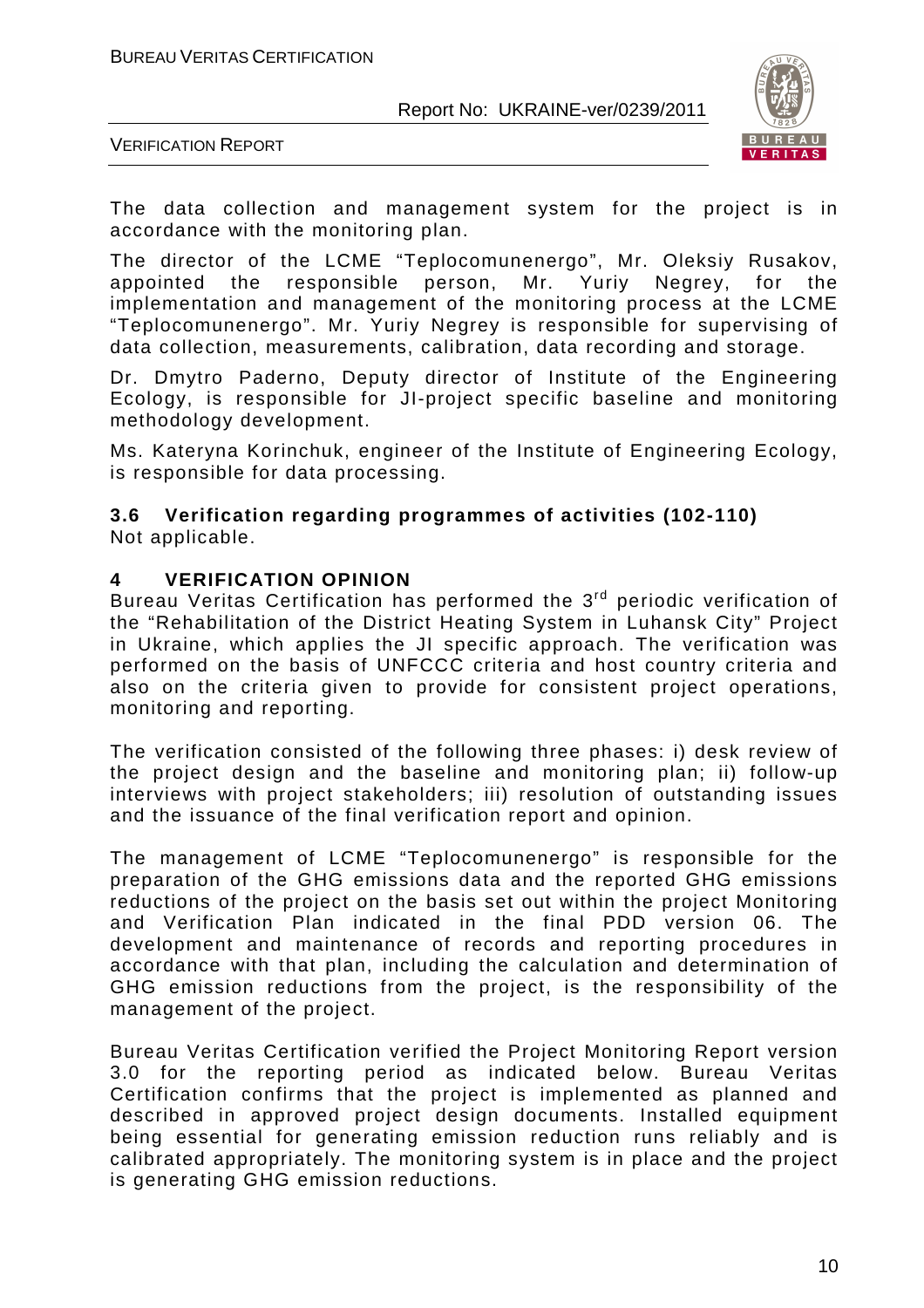The data collection and management system for the project is in accordance with the monitoring plan.

The director of the LCME "Teplocomunenergo", Mr. Oleksiy Rusakov, appointed the responsible person, Mr. Yuriy Negrey, for the implementation and management of the monitoring process at the LCME "Teplocomunenergo". Mr. Yuriy Negrey is responsible for supervising of data collection, measurements, calibration, data recording and storage.

Dr. Dmytro Paderno, Deputy director of Institute of the Engineering Ecology, is responsible for JI-project specific baseline and monitoring methodology development.

Ms. Kateryna Korinchuk, engineer of the Institute of Engineering Ecology, is responsible for data processing.

### 3.6 Verification regarding programmes of activities (102-110)

Not applicable.

## 4 VERIFICATION OPINION

Bureau Veritas Certification has performed the 3rd periodic verification of the "Rehabilitation of the District Heating System in Luhansk City" Project in Ukraine, which applies the JI specific approach. The verification was performed on the basis of UNFCCC criteria and host country criteria and also on the criteria given to provide for consistent project operations, monitoring and reporting.

The verification consisted of the following three phases: i) desk review of the project design and the baseline and monitoring plan; ii) follow-up interviews with project stakeholders; iii) resolution of outstanding issues and the issuance of the final verification report and opinion.

The management of LCME "Teplocomunenergo" is responsible for the preparation of the GHG emissions data and the reported GHG emissions reductions of the project on the basis set out within the project Monitoring and Verification Plan indicated in the final PDD version 06. The development and maintenance of records and reporting procedures in accordance with that plan, including the calculation and determination of GHG emission reductions from the project, is the responsibility of the management of the project.

Bureau Veritas Certification verified the Project Monitoring Report version 3.0 for the reporting period as indicated below. Bureau Veritas Certification confirms that the project is implemented as planned and described in approved project design documents. Installed equipment being essential for generating emission reduction runs reliably and is calibrated appropriately. The monitoring system is in place and the project is generating GHG emission reductions.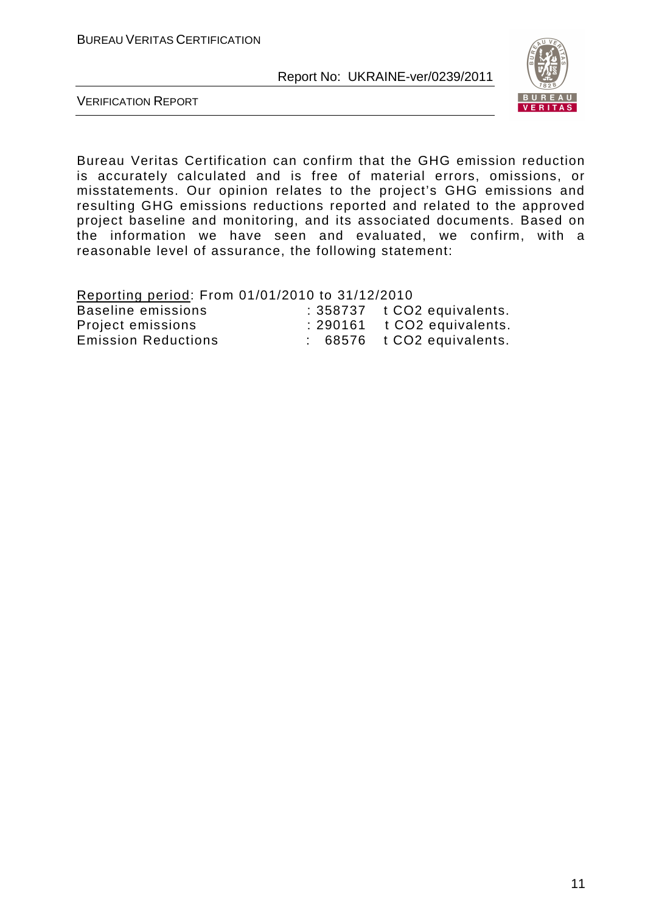Bureau Veritas Certification can confirm that the GHG emission reduction is accurately calculated and is free of material errors, omissions, or misstatements. Our opinion relates to the project's GHG emissions and resulting GHG emissions reductions reported and related to the approved project baseline and monitoring, and its associated documents. Based on the information we have seen and evaluated, we confirm, with a reasonable level of assurance, the following statement:

<u>Reporting period</u>: From 01/01/2010 to 31/12/2010

| | | |
|---|---|---|
| Baseline emissions | : 358737 | t $CO_2$ equivalents. |
| Project emissions | : 290161 | t $CO_2$ equivalents. |
| Emission Reductions | : 68576 | t $CO_2$ equivalents. |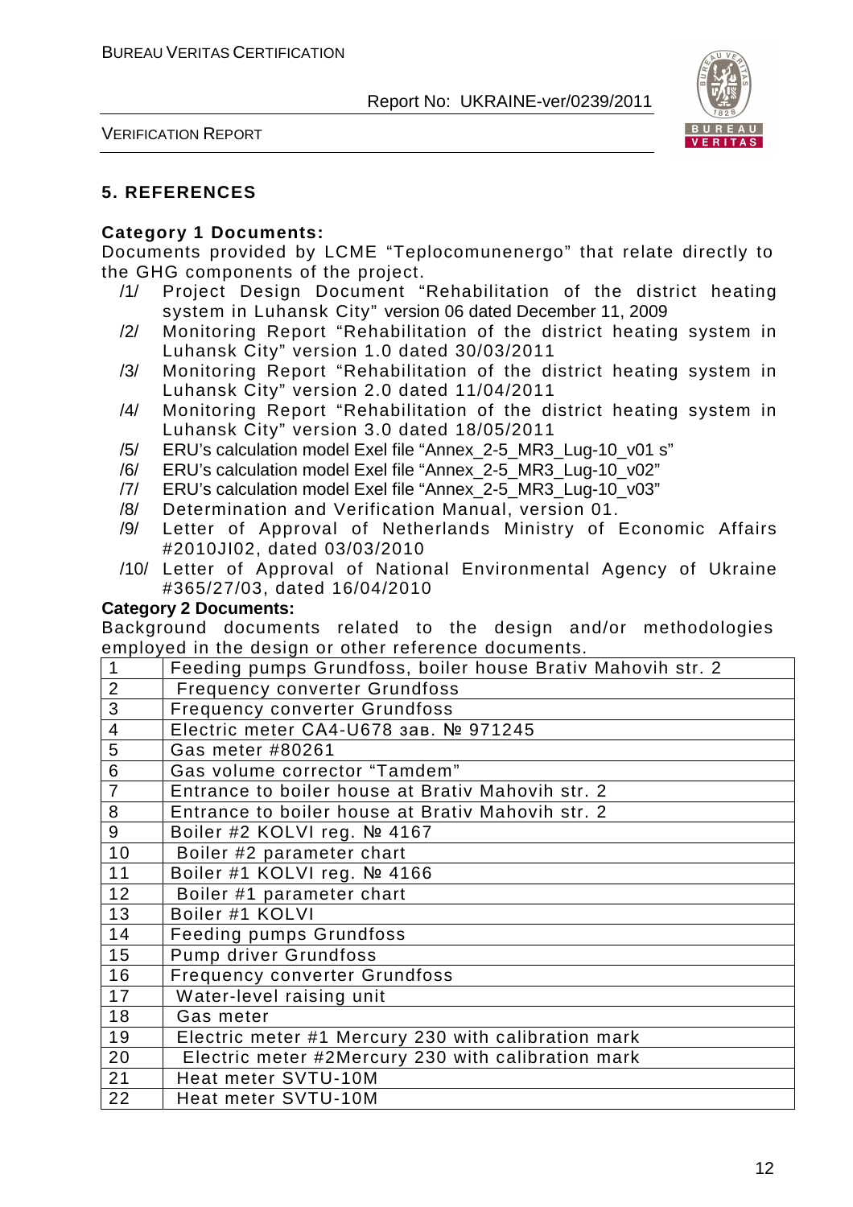## 5. REFERENCES

**Category 1 Documents:**

Documents provided by LCME "Teplocomunenergo" that relate directly to the GHG components of the project.

/1/ Project Design Document "Rehabilitation of the district heating system in Luhansk City" version 06 dated December 11, 2009

/2/ Monitoring Report "Rehabilitation of the district heating system in Luhansk City" version 1.0 dated 30/03/2011

/3/ Monitoring Report "Rehabilitation of the district heating system in Luhansk City" version 2.0 dated 11/04/2011

/4/ Monitoring Report "Rehabilitation of the district heating system in Luhansk City" version 3.0 dated 18/05/2011

/5/ ERU's calculation model Exel file "Annex_2-5_MR3_Lug-10_v01 s"

/6/ ERU's calculation model Exel file "Annex_2-5_MR3_Lug-10_v02"

/7/ ERU's calculation model Exel file "Annex_2-5_MR3_Lug-10_v03"

/8/ Determination and Verification Manual, version 01.

/9/ Letter of Approval of Netherlands Ministry of Economic Affairs #2010JI02, dated 03/03/2010

/10/ Letter of Approval of National Environmental Agency of Ukraine #365/27/03, dated 16/04/2010

**Category 2 Documents:**

Background documents related to the design and/or methodologies employed in the design or other reference documents.

| | |
|---|---|
| 1 | Feeding pumps Grundfoss, boiler house Brativ Mahovih str. 2 |
| 2 | Frequency converter Grundfoss |
| 3 | Frequency converter Grundfoss |
| 4 | Electric meter CA4-U678 зав. № 971245 |
| 5 | Gas meter #80261 |
| 6 | Gas volume corrector "Tamdem" |
| 7 | Entrance to boiler house at Brativ Mahovih str. 2 |
| 8 | Entrance to boiler house at Brativ Mahovih str. 2 |
| 9 | Boiler #2 KOLVI reg. № 4167 |
| 10 | Boiler #2 parameter chart |
| 11 | Boiler #1 KOLVI reg. № 4166 |
| 12 | Boiler #1 parameter chart |
| 13 | Boiler #1 KOLVI |
| 14 | Feeding pumps Grundfoss |
| 15 | Pump driver Grundfoss |
| 16 | Frequency converter Grundfoss |
| 17 | Water-level raising unit |
| 18 | Gas meter |
| 19 | Electric meter #1 Mercury 230 with calibration mark |
| 20 | Electric meter #2Mercury 230 with calibration mark |
| 21 | Heat meter SVTU-10M |
| 22 | Heat meter SVTU-10M |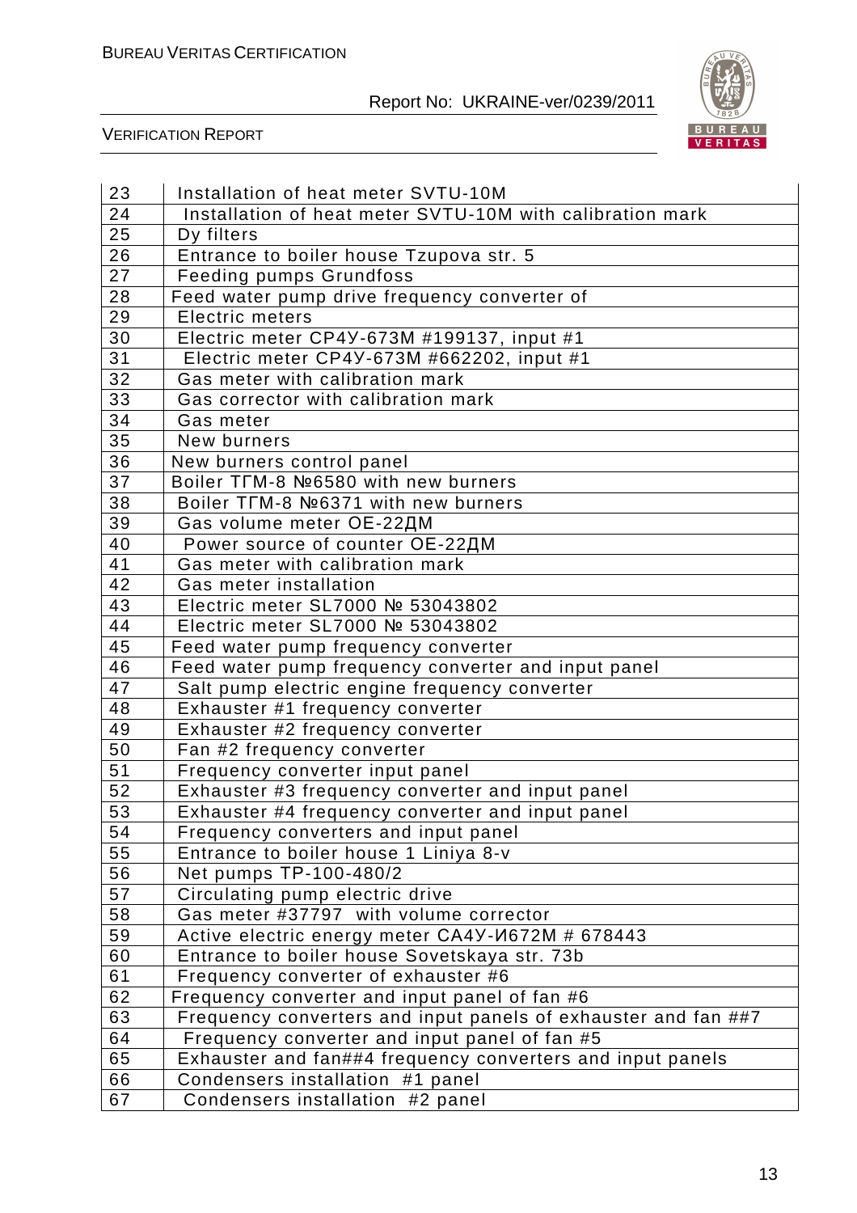| | |
|---|---|
| 23 | Installation of heat meter SVTU-10M |
| 24 | Installation of heat meter SVTU-10M with calibration mark |
| 25 | Dy filters |
| 26 | Entrance to boiler house Tzupova str. 5 |
| 27 | Feeding pumps Grundfoss |
| 28 | Feed water pump drive frequency converter of |
| 29 | Electric meters |
| 30 | Electric meter СР4У-673М #199137, input #1 |
| 31 | Electric meter СР4У-673М #662202, input #1 |
| 32 | Gas meter with calibration mark |
| 33 | Gas corrector with calibration mark |
| 34 | Gas meter |
| 35 | New burners |
| 36 | New burners control panel |
| 37 | Boiler ТГМ-8 №6580 with new burners |
| 38 | Boiler ТГМ-8 №6371 with new burners |
| 39 | Gas volume meter ОЕ-22ДМ |
| 40 | Power source of counter ОЕ-22ДМ |
| 41 | Gas meter with calibration mark |
| 42 | Gas meter installation |
| 43 | Electric meter SL7000 № 53043802 |
| 44 | Electric meter SL7000 № 53043802 |
| 45 | Feed water pump frequency converter |
| 46 | Feed water pump frequency converter and input panel |
| 47 | Salt pump electric engine frequency converter |
| 48 | Exhauster #1 frequency converter |
| 49 | Exhauster #2 frequency converter |
| 50 | Fan #2 frequency converter |
| 51 | Frequency converter input panel |
| 52 | Exhauster #3 frequency converter and input panel |
| 53 | Exhauster #4 frequency converter and input panel |
| 54 | Frequency converters and input panel |
| 55 | Entrance to boiler house 1 Liniya 8-v |
| 56 | Net pumps TP-100-480/2 |
| 57 | Circulating pump electric drive |
| 58 | Gas meter #37797 with volume corrector |
| 59 | Active electric energy meter СА4У-И672М # 678443 |
| 60 | Entrance to boiler house Sovetskaya str. 73b |
| 61 | Frequency converter of exhauster #6 |
| 62 | Frequency converter and input panel of fan #6 |
| 63 | Frequency converters and input panels of exhauster and fan ##7 |
| 64 | Frequency converter and input panel of fan #5 |
| 65 | Exhauster and fan##4 frequency converters and input panels |
| 66 | Condensers installation #1 panel |
| 67 | Condensers installation #2 panel |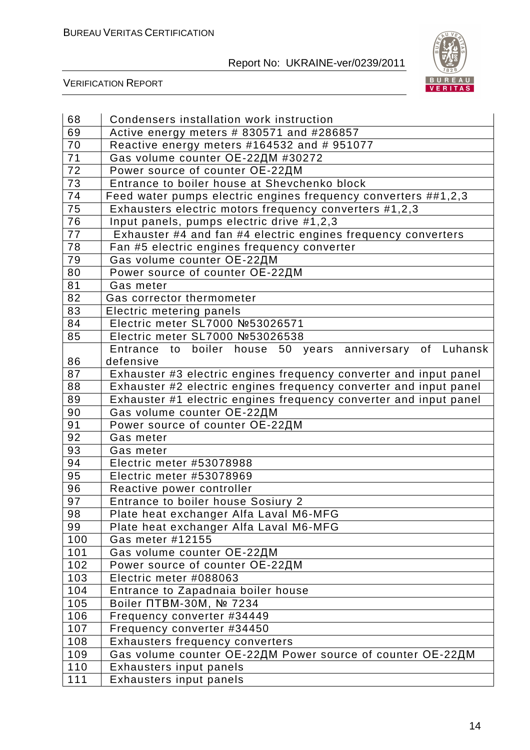| | |
|---|---|
| 68 | Condensers installation work instruction |
| 69 | Active energy meters # 830571 and #286857 |
| 70 | Reactive energy meters #164532 and # 951077 |
| 71 | Gas volume counter OE-22ДМ #30272 |
| 72 | Power source of counter OE-22ДМ |
| 73 | Entrance to boiler house at Shevchenko block |
| 74 | Feed water pumps electric engines frequency converters ##1,2,3 |
| 75 | Exhausters electric motors frequency converters #1,2,3 |
| 76 | Input panels, pumps electric drive #1,2,3 |
| 77 | Exhauster #4 and fan #4 electric engines frequency converters |
| 78 | Fan #5 electric engines frequency converter |
| 79 | Gas volume counter OE-22ДМ |
| 80 | Power source of counter OE-22ДМ |
| 81 | Gas meter |
| 82 | Gas corrector thermometer |
| 83 | Electric metering panels |
| 84 | Electric meter SL7000 №53026571 |
| 85 | Electric meter SL7000 №53026538 |
| 86 | Entrance to boiler house 50 years anniversary of Luhansk defensive |
| 87 | Exhauster #3 electric engines frequency converter and input panel |
| 88 | Exhauster #2 electric engines frequency converter and input panel |
| 89 | Exhauster #1 electric engines frequency converter and input panel |
| 90 | Gas volume counter OE-22ДМ |
| 91 | Power source of counter OE-22ДМ |
| 92 | Gas meter |
| 93 | Gas meter |
| 94 | Electric meter #53078988 |
| 95 | Electric meter #53078969 |
| 96 | Reactive power controller |
| 97 | Entrance to boiler house Sosiury 2 |
| 98 | Plate heat exchanger Alfa Laval M6-MFG |
| 99 | Plate heat exchanger Alfa Laval M6-MFG |
| 100 | Gas meter #12155 |
| 101 | Gas volume counter OE-22ДМ |
| 102 | Power source of counter OE-22ДМ |
| 103 | Electric meter #088063 |
| 104 | Entrance to Zapadnaia boiler house |
| 105 | Boiler ПТВМ-30М, № 7234 |
| 106 | Frequency converter #34449 |
| 107 | Frequency converter #34450 |
| 108 | Exhausters frequency converters |
| 109 | Gas volume counter OE-22ДМ Power source of counter OE-22ДМ |
| 110 | Exhausters input panels |
| 111 | Exhausters input panels |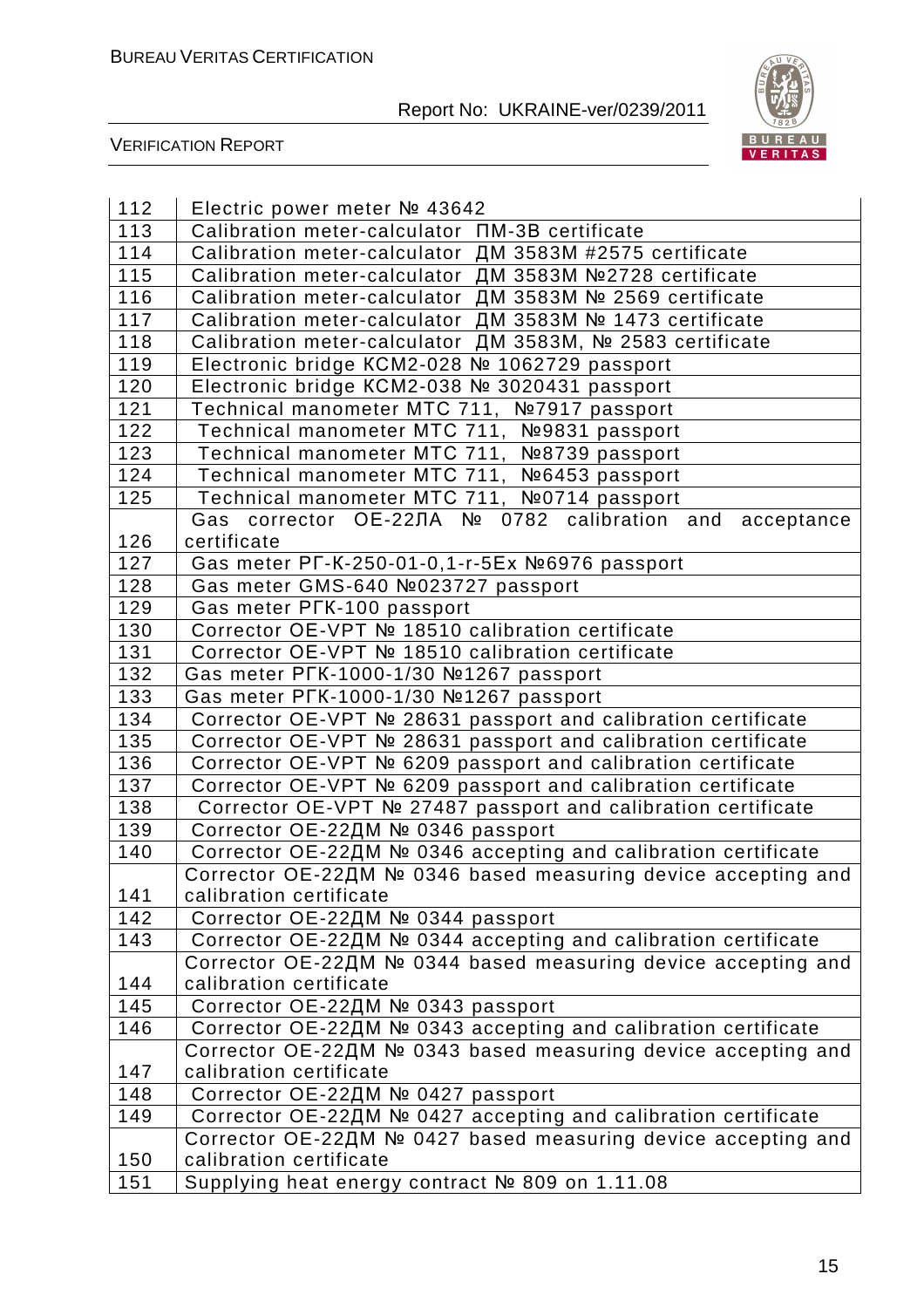| | |
|---|---|
| 112 | Electric power meter № 43642 |
| 113 | Calibration meter-calculator ПМ-3В certificate |
| 114 | Calibration meter-calculator ДМ 3583М #2575 certificate |
| 115 | Calibration meter-calculator ДМ 3583М №2728 certificate |
| 116 | Calibration meter-calculator ДМ 3583М № 2569 certificate |
| 117 | Calibration meter-calculator ДМ 3583М № 1473 certificate |
| 118 | Calibration meter-calculator ДМ 3583М, № 2583 certificate |
| 119 | Electronic bridge КСМ2-028 № 1062729 passport |
| 120 | Electronic bridge КСМ2-038 № 3020431 passport |
| 121 | Technical manometer МТС 711, №7917 passport |
| 122 | Technical manometer МТС 711, №9831 passport |
| 123 | Technical manometer МТС 711, №8739 passport |
| 124 | Technical manometer МТС 711, №6453 passport |
| 125 | Technical manometer МТС 711, №0714 passport |
| 126 | Gas corrector ОЕ-22ЛА № 0782 calibration and acceptance certificate |
| 127 | Gas meter РГ-К-250-01-0,1-r-5Ex №6976 passport |
| 128 | Gas meter GMS-640 №023727 passport |
| 129 | Gas meter РГК-100 passport |
| 130 | Corrector OE-VPT № 18510 calibration certificate |
| 131 | Corrector OE-VPT № 18510 calibration certificate |
| 132 | Gas meter РГК-1000-1/30 №1267 passport |
| 133 | Gas meter РГК-1000-1/30 №1267 passport |
| 134 | Corrector OE-VPT № 28631 passport and calibration certificate |
| 135 | Corrector OE-VPT № 28631 passport and calibration certificate |
| 136 | Corrector OE-VPT № 6209 passport and calibration certificate |
| 137 | Corrector OE-VPT № 6209 passport and calibration certificate |
| 138 | Corrector OE-VPT № 27487 passport and calibration certificate |
| 139 | Corrector OE-22ДМ № 0346 passport |
| 140 | Corrector OE-22ДМ № 0346 accepting and calibration certificate |
| 141 | Corrector OE-22ДМ № 0346 based measuring device accepting and calibration certificate |
| 142 | Corrector OE-22ДМ № 0344 passport |
| 143 | Corrector OE-22ДМ № 0344 accepting and calibration certificate |
| 144 | Corrector OE-22ДМ № 0344 based measuring device accepting and calibration certificate |
| 145 | Corrector OE-22ДМ № 0343 passport |
| 146 | Corrector OE-22ДМ № 0343 accepting and calibration certificate |
| 147 | Corrector OE-22ДМ № 0343 based measuring device accepting and calibration certificate |
| 148 | Corrector OE-22ДМ № 0427 passport |
| 149 | Corrector OE-22ДМ № 0427 accepting and calibration certificate |
| 150 | Corrector OE-22ДМ № 0427 based measuring device accepting and calibration certificate |
| 151 | Supplying heat energy contract № 809 on 1.11.08 |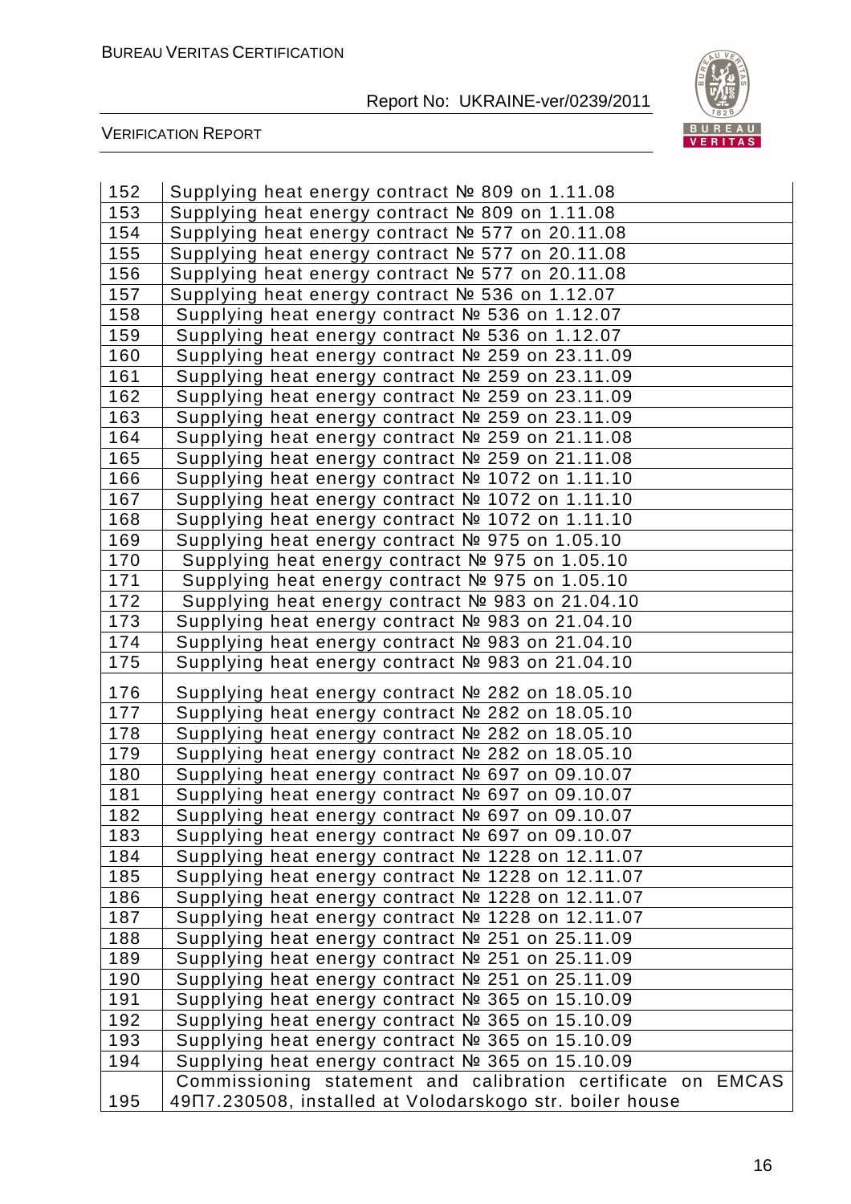| | |
|---|---|
| 152 | Supplying heat energy contract № 809 on 1.11.08 |
| 153 | Supplying heat energy contract № 809 on 1.11.08 |
| 154 | Supplying heat energy contract № 577 on 20.11.08 |
| 155 | Supplying heat energy contract № 577 on 20.11.08 |
| 156 | Supplying heat energy contract № 577 on 20.11.08 |
| 157 | Supplying heat energy contract № 536 on 1.12.07 |
| 158 | Supplying heat energy contract № 536 on 1.12.07 |
| 159 | Supplying heat energy contract № 536 on 1.12.07 |
| 160 | Supplying heat energy contract № 259 on 23.11.09 |
| 161 | Supplying heat energy contract № 259 on 23.11.09 |
| 162 | Supplying heat energy contract № 259 on 23.11.09 |
| 163 | Supplying heat energy contract № 259 on 23.11.09 |
| 164 | Supplying heat energy contract № 259 on 21.11.08 |
| 165 | Supplying heat energy contract № 259 on 21.11.08 |
| 166 | Supplying heat energy contract № 1072 on 1.11.10 |
| 167 | Supplying heat energy contract № 1072 on 1.11.10 |
| 168 | Supplying heat energy contract № 1072 on 1.11.10 |
| 169 | Supplying heat energy contract № 975 on 1.05.10 |
| 170 | Supplying heat energy contract № 975 on 1.05.10 |
| 171 | Supplying heat energy contract № 975 on 1.05.10 |
| 172 | Supplying heat energy contract № 983 on 21.04.10 |
| 173 | Supplying heat energy contract № 983 on 21.04.10 |
| 174 | Supplying heat energy contract № 983 on 21.04.10 |
| 175 | Supplying heat energy contract № 983 on 21.04.10 |
| 176 | Supplying heat energy contract № 282 on 18.05.10 |
| 177 | Supplying heat energy contract № 282 on 18.05.10 |
| 178 | Supplying heat energy contract № 282 on 18.05.10 |
| 179 | Supplying heat energy contract № 282 on 18.05.10 |
| 180 | Supplying heat energy contract № 697 on 09.10.07 |
| 181 | Supplying heat energy contract № 697 on 09.10.07 |
| 182 | Supplying heat energy contract № 697 on 09.10.07 |
| 183 | Supplying heat energy contract № 697 on 09.10.07 |
| 184 | Supplying heat energy contract № 1228 on 12.11.07 |
| 185 | Supplying heat energy contract № 1228 on 12.11.07 |
| 186 | Supplying heat energy contract № 1228 on 12.11.07 |
| 187 | Supplying heat energy contract № 1228 on 12.11.07 |
| 188 | Supplying heat energy contract № 251 on 25.11.09 |
| 189 | Supplying heat energy contract № 251 on 25.11.09 |
| 190 | Supplying heat energy contract № 251 on 25.11.09 |
| 191 | Supplying heat energy contract № 365 on 15.10.09 |
| 192 | Supplying heat energy contract № 365 on 15.10.09 |
| 193 | Supplying heat energy contract № 365 on 15.10.09 |
| 194 | Supplying heat energy contract № 365 on 15.10.09 |
| 195 | Commissioning statement and calibration certificate on EMCAS 49П7.230508, installed at Volodarskogo str. boiler house |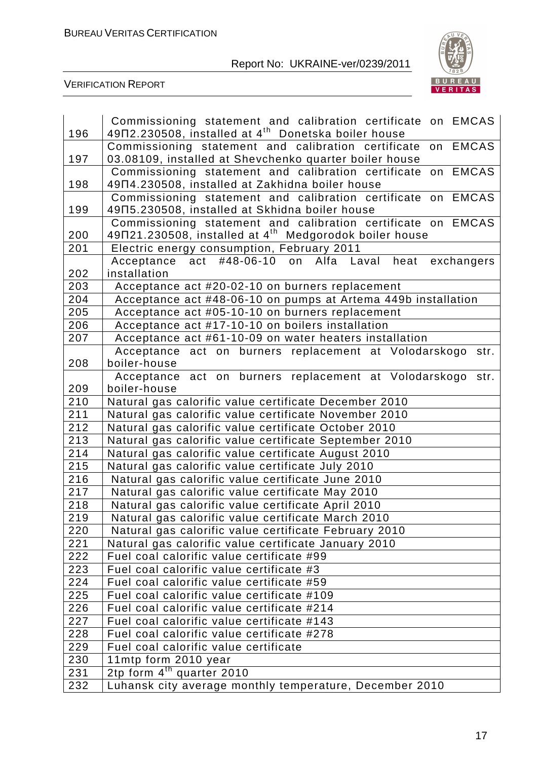| | |
|---|---|
| 196 | Commissioning statement and calibration certificate on EMCAS 49П2.230508, installed at 4th Donetska boiler house |
| 197 | Commissioning statement and calibration certificate on EMCAS 03.08109, installed at Shevchenko quarter boiler house |
| 198 | Commissioning statement and calibration certificate on EMCAS 49П4.230508, installed at Zakhidna boiler house |
| 199 | Commissioning statement and calibration certificate on EMCAS 49П5.230508, installed at Skhidna boiler house |
| 200 | Commissioning statement and calibration certificate on EMCAS 49П21.230508, installed at 4th Medgorodok boiler house |
| 201 | Electric energy consumption, February 2011 |
| 202 | Acceptance act #48-06-10 on Alfa Laval heat exchangers installation |
| 203 | Acceptance act #20-02-10 on burners replacement |
| 204 | Acceptance act #48-06-10 on pumps at Artema 449b installation |
| 205 | Acceptance act #05-10-10 on burners replacement |
| 206 | Acceptance act #17-10-10 on boilers installation |
| 207 | Acceptance act #61-10-09 on water heaters installation |
| 208 | Acceptance act on burners replacement at Volodarskogo str. boiler-house |
| 209 | Acceptance act on burners replacement at Volodarskogo str. boiler-house |
| 210 | Natural gas calorific value certificate December 2010 |
| 211 | Natural gas calorific value certificate November 2010 |
| 212 | Natural gas calorific value certificate October 2010 |
| 213 | Natural gas calorific value certificate September 2010 |
| 214 | Natural gas calorific value certificate August 2010 |
| 215 | Natural gas calorific value certificate July 2010 |
| 216 | Natural gas calorific value certificate June 2010 |
| 217 | Natural gas calorific value certificate May 2010 |
| 218 | Natural gas calorific value certificate April 2010 |
| 219 | Natural gas calorific value certificate March 2010 |
| 220 | Natural gas calorific value certificate February 2010 |
| 221 | Natural gas calorific value certificate January 2010 |
| 222 | Fuel coal calorific value certificate #99 |
| 223 | Fuel coal calorific value certificate #3 |
| 224 | Fuel coal calorific value certificate #59 |
| 225 | Fuel coal calorific value certificate #109 |
| 226 | Fuel coal calorific value certificate #214 |
| 227 | Fuel coal calorific value certificate #143 |
| 228 | Fuel coal calorific value certificate #278 |
| 229 | Fuel coal calorific value certificate |
| 230 | 11mtp form 2010 year |
| 231 | 2tp form 4th quarter 2010 |
| 232 | Luhansk city average monthly temperature, December 2010 |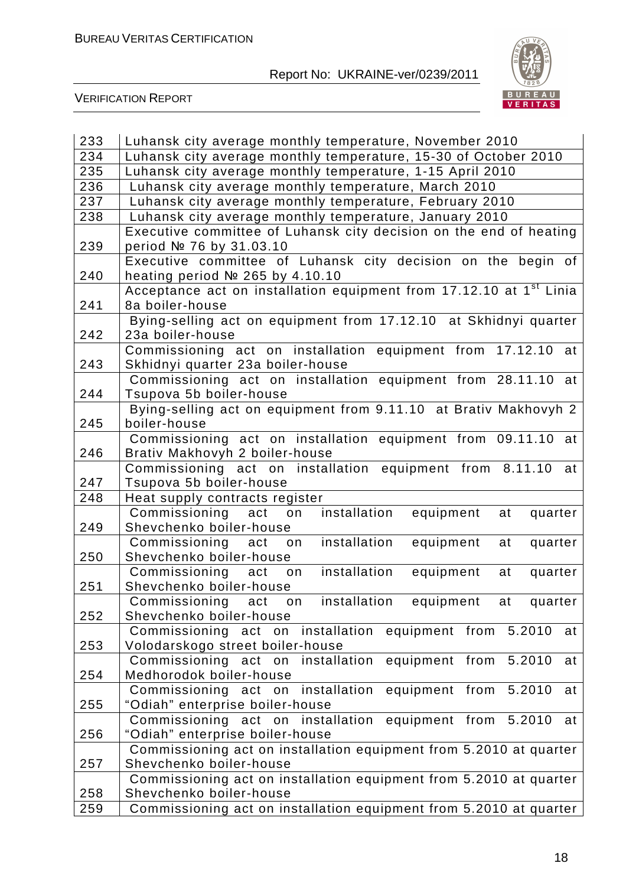| | |
|---|---|
| 233 | Luhansk city average monthly temperature, November 2010 |
| 234 | Luhansk city average monthly temperature, 15-30 of October 2010 |
| 235 | Luhansk city average monthly temperature, 1-15 April 2010 |
| 236 | Luhansk city average monthly temperature, March 2010 |
| 237 | Luhansk city average monthly temperature, February 2010 |
| 238 | Luhansk city average monthly temperature, January 2010 |
| 239 | Executive committee of Luhansk city decision on the end of heating period № 76 by 31.03.10 |
| 240 | Executive committee of Luhansk city decision on the begin of heating period № 265 by 4.10.10 |
| 241 | Acceptance act on installation equipment from 17.12.10 at 1st Linia 8a boiler-house |
| 242 | Bying-selling act on equipment from 17.12.10 at Skhidnyi quarter 23a boiler-house |
| 243 | Commissioning act on installation equipment from 17.12.10 at Skhidnyi quarter 23a boiler-house |
| 244 | Commissioning act on installation equipment from 28.11.10 at Tsupova 5b boiler-house |
| 245 | Bying-selling act on equipment from 9.11.10 at Brativ Makhovyh 2 boiler-house |
| 246 | Commissioning act on installation equipment from 09.11.10 at Brativ Makhovyh 2 boiler-house |
| 247 | Commissioning act on installation equipment from 8.11.10 at Tsupova 5b boiler-house |
| 248 | Heat supply contracts register |
| 249 | Commissioning act on installation equipment at quarter Shevchenko boiler-house |
| 250 | Commissioning act on installation equipment at quarter Shevchenko boiler-house |
| 251 | Commissioning act on installation equipment at quarter Shevchenko boiler-house |
| 252 | Commissioning act on installation equipment at quarter Shevchenko boiler-house |
| 253 | Commissioning act on installation equipment from 5.2010 at Volodarskogo street boiler-house |
| 254 | Commissioning act on installation equipment from 5.2010 at Medhorodok boiler-house |
| 255 | Commissioning act on installation equipment from 5.2010 at "Odiah" enterprise boiler-house |
| 256 | Commissioning act on installation equipment from 5.2010 at "Odiah" enterprise boiler-house |
| 257 | Commissioning act on installation equipment from 5.2010 at quarter Shevchenko boiler-house |
| 258 | Commissioning act on installation equipment from 5.2010 at quarter Shevchenko boiler-house |
| 259 | Commissioning act on installation equipment from 5.2010 at quarter |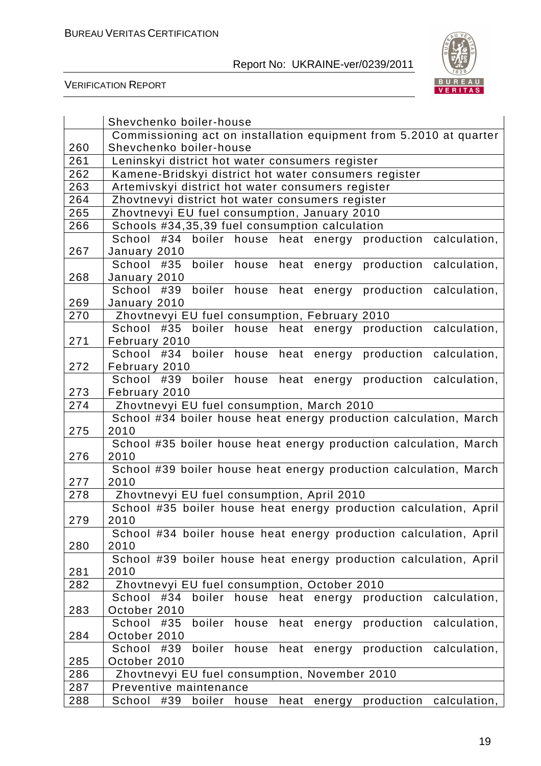| | |
|---|---|
| | Shevchenko boiler-house |
| 260 | Commissioning act on installation equipment from 5.2010 at quarter Shevchenko boiler-house |
| 261 | Leninskyi district hot water consumers register |
| 262 | Kamene-Bridskyi district hot water consumers register |
| 263 | Artemivskyi district hot water consumers register |
| 264 | Zhovtnevyi district hot water consumers register |
| 265 | Zhovtnevyi EU fuel consumption, January 2010 |
| 266 | Schools #34,35,39 fuel consumption calculation |
| 267 | School #34 boiler house heat energy production calculation, January 2010 |
| 268 | School #35 boiler house heat energy production calculation, January 2010 |
| 269 | School #39 boiler house heat energy production calculation, January 2010 |
| 270 | Zhovtnevyi EU fuel consumption, February 2010 |
| 271 | School #35 boiler house heat energy production calculation, February 2010 |
| 272 | School #34 boiler house heat energy production calculation, February 2010 |
| 273 | School #39 boiler house heat energy production calculation, February 2010 |
| 274 | Zhovtnevyi EU fuel consumption, March 2010 |
| 275 | School #34 boiler house heat energy production calculation, March 2010 |
| 276 | School #35 boiler house heat energy production calculation, March 2010 |
| 277 | School #39 boiler house heat energy production calculation, March 2010 |
| 278 | Zhovtnevyi EU fuel consumption, April 2010 |
| 279 | School #35 boiler house heat energy production calculation, April 2010 |
| 280 | School #34 boiler house heat energy production calculation, April 2010 |
| 281 | School #39 boiler house heat energy production calculation, April 2010 |
| 282 | Zhovtnevyi EU fuel consumption, October 2010 |
| 283 | School #34 boiler house heat energy production calculation, October 2010 |
| 284 | School #35 boiler house heat energy production calculation, October 2010 |
| 285 | School #39 boiler house heat energy production calculation, October 2010 |
| 286 | Zhovtnevyi EU fuel consumption, November 2010 |
| 287 | Preventive maintenance |
| 288 | School #39 boiler house heat energy production calculation, |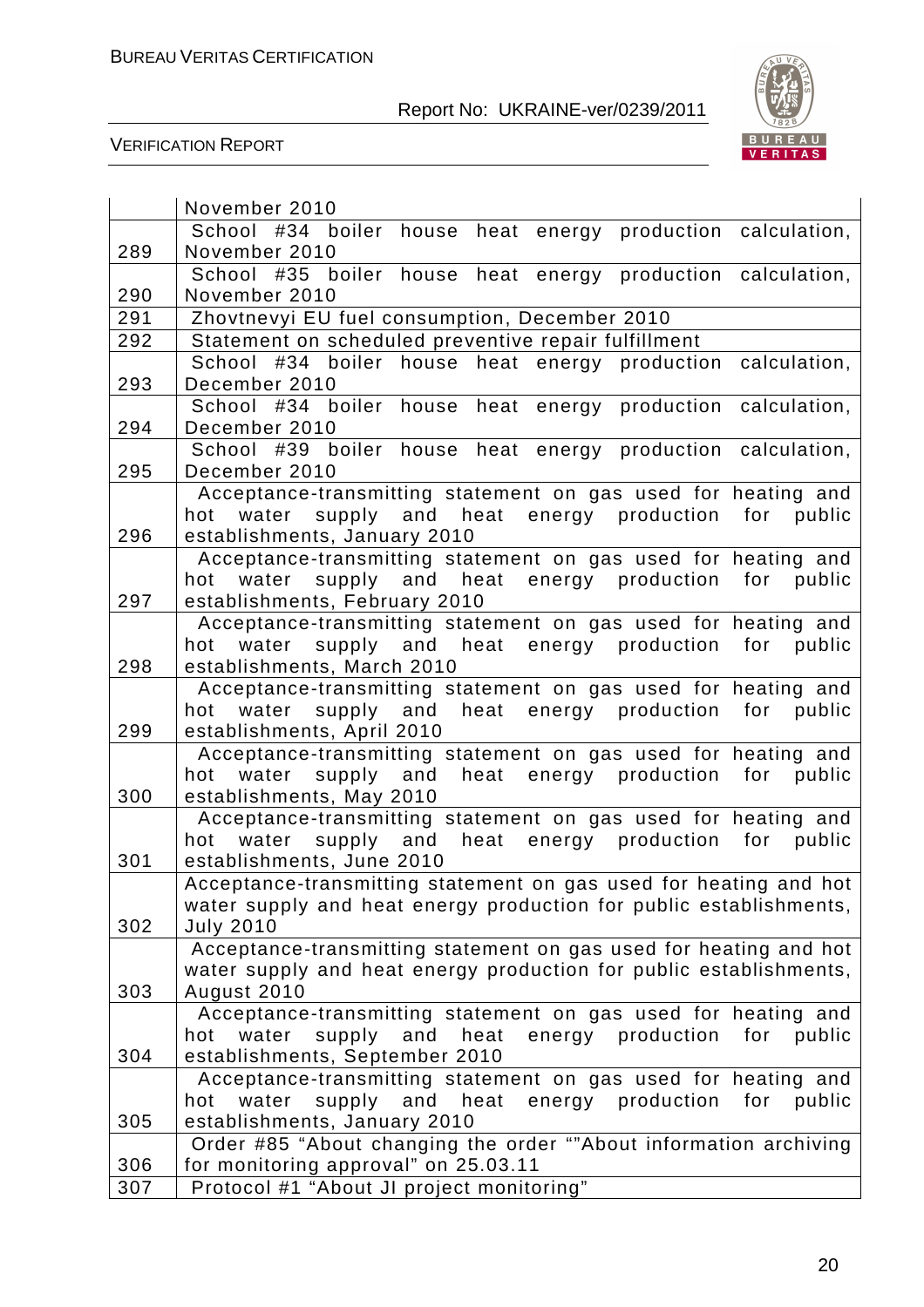| | |
|---|---|
| | November 2010 |
| 289 | School #34 boiler house heat energy production calculation, November 2010 |
| 290 | School #35 boiler house heat energy production calculation, November 2010 |
| 291 | Zhovtnevyi EU fuel consumption, December 2010 |
| 292 | Statement on scheduled preventive repair fulfillment |
| 293 | School #34 boiler house heat energy production calculation, December 2010 |
| 294 | School #34 boiler house heat energy production calculation, December 2010 |
| 295 | School #39 boiler house heat energy production calculation, December 2010 |
| 296 | Acceptance-transmitting statement on gas used for heating and hot water supply and heat energy production for public establishments, January 2010 |
| 297 | Acceptance-transmitting statement on gas used for heating and hot water supply and heat energy production for public establishments, February 2010 |
| 298 | Acceptance-transmitting statement on gas used for heating and hot water supply and heat energy production for public establishments, March 2010 |
| 299 | Acceptance-transmitting statement on gas used for heating and hot water supply and heat energy production for public establishments, April 2010 |
| 300 | Acceptance-transmitting statement on gas used for heating and hot water supply and heat energy production for public establishments, May 2010 |
| 301 | Acceptance-transmitting statement on gas used for heating and hot water supply and heat energy production for public establishments, June 2010 |
| 302 | Acceptance-transmitting statement on gas used for heating and hot water supply and heat energy production for public establishments, July 2010 |
| 303 | Acceptance-transmitting statement on gas used for heating and hot water supply and heat energy production for public establishments, August 2010 |
| 304 | Acceptance-transmitting statement on gas used for heating and hot water supply and heat energy production for public establishments, September 2010 |
| 305 | Acceptance-transmitting statement on gas used for heating and hot water supply and heat energy production for public establishments, January 2010 |
| 306 | Order #85 "About changing the order ""About information archiving for monitoring approval" on 25.03.11 |
| 307 | Protocol #1 "About JI project monitoring" |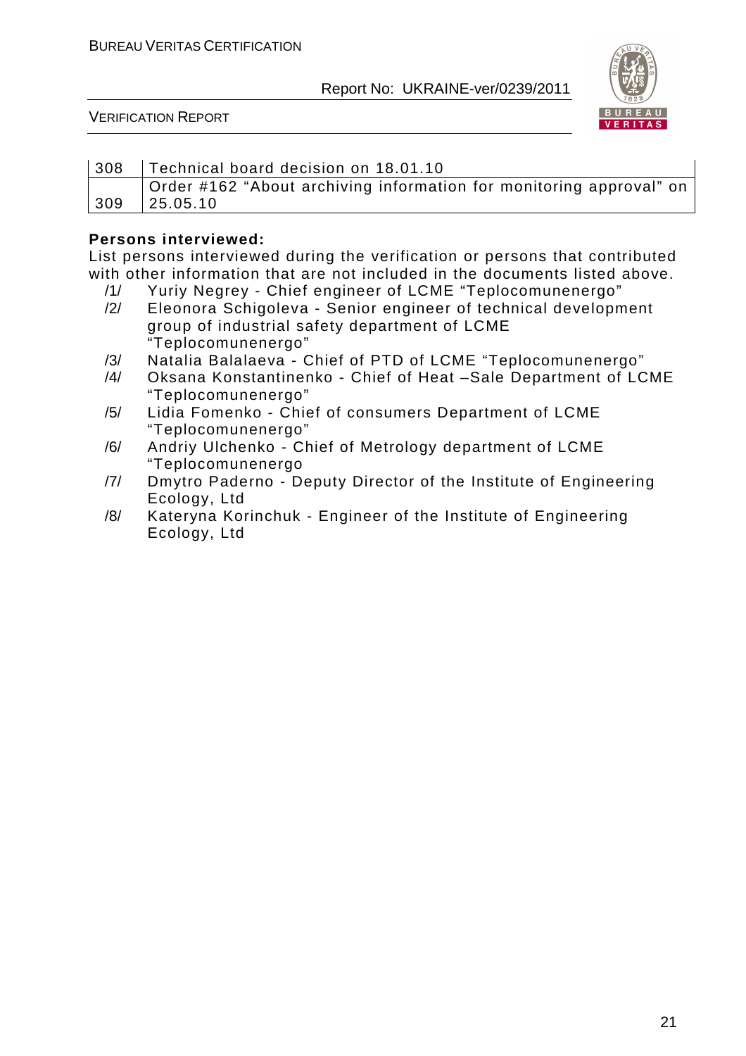| 308 | Technical board decision on 18.01.10 |
|---|---|
| 309 | Order #162 "About archiving information for monitoring approval" on 25.05.10 |

**Persons interviewed:**

List persons interviewed during the verification or persons that contributed with other information that are not included in the documents listed above.

/1/ Yuriy Negrey - Chief engineer of LCME "Teplocomunenergo"

/2/ Eleonora Schigoleva - Senior engineer of technical development group of industrial safety department of LCME "Teplocomunenergo"

/3/ Natalia Balalaeva - Chief of PTD of LCME "Teplocomunenergo"

/4/ Oksana Konstantinenko - Chief of Heat –Sale Department of LCME "Teplocomunenergo"

/5/ Lidia Fomenko - Chief of consumers Department of LCME "Teplocomunenergo"

/6/ Andriy Ulchenko - Chief of Metrology department of LCME "Teplocomunenergo

/7/ Dmytro Paderno - Deputy Director of the Institute of Engineering Ecology, Ltd

/8/ Kateryna Korinchuk - Engineer of the Institute of Engineering Ecology, Ltd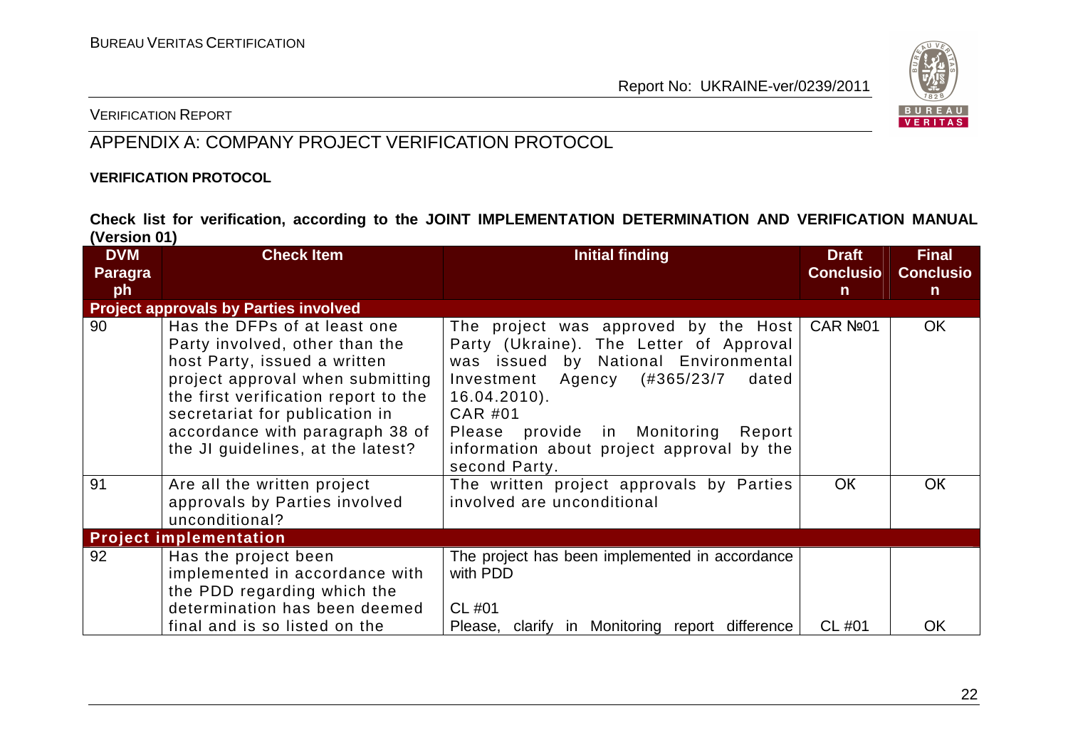## APPENDIX A: COMPANY PROJECT VERIFICATION PROTOCOL

**VERIFICATION PROTOCOL**

**Check list for verification, according to the JOINT IMPLEMENTATION DETERMINATION AND VERIFICATION MANUAL (Version 01)**

| DVM Paragraph | Check Item | Initial finding | Draft Conclusion | Final Conclusion |
|---|---|---|---|---|
| **Project approvals by Parties involved** | | | | |
| 90 | Has the DFPs of at least one Party involved, other than the host Party, issued a written project approval when submitting the first verification report to the secretariat for publication in accordance with paragraph 38 of the JI guidelines, at the latest? | The project was approved by the Host Party (Ukraine). The Letter of Approval was issued by National Environmental Investment Agency (#365/23/7 dated 16.04.2010).<br>CAR #01<br>Please provide in Monitoring Report information about project approval by the second Party. | CAR №01 | OK |
| 91 | Are all the written project approvals by Parties involved unconditional? | The written project approvals by Parties involved are unconditional | OK | OK |
| **Project implementation** | | | | |
| 92 | Has the project been implemented in accordance with the PDD regarding which the determination has been deemed final and is so listed on the | The project has been implemented in accordance with PDD<br><br>CL #01<br>Please, clarify in Monitoring report difference | CL #01 | OK |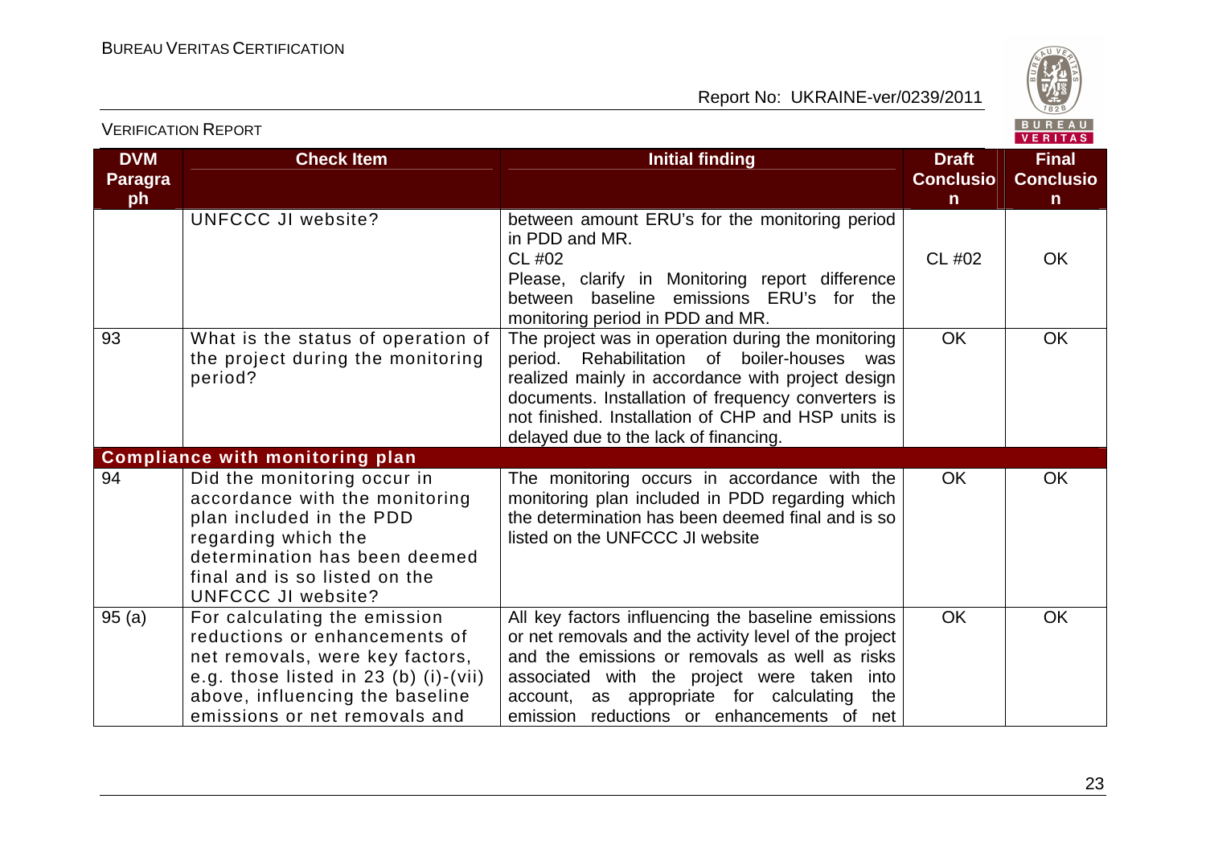| DVM Paragraph | Check Item | Initial finding | Draft Conclusion | Final Conclusion |
|---|---|---|---|---|
| | UNFCCC JI website? | between amount ERU's for the monitoring period in PDD and MR.<br>CL #02<br>Please, clarify in Monitoring report difference between baseline emissions ERU's for the monitoring period in PDD and MR. | CL #02 | OK |
| 93 | What is the status of operation of the project during the monitoring period? | The project was in operation during the monitoring period. Rehabilitation of boiler-houses was realized mainly in accordance with project design documents. Installation of frequency converters is not finished. Installation of CHP and HSP units is delayed due to the lack of financing. | OK | OK |
| **Compliance with monitoring plan** | | | | |
| 94 | Did the monitoring occur in accordance with the monitoring plan included in the PDD regarding which the determination has been deemed final and is so listed on the UNFCCC JI website? | The monitoring occurs in accordance with the monitoring plan included in PDD regarding which the determination has been deemed final and is so listed on the UNFCCC JI website | OK | OK |
| 95 (a) | For calculating the emission reductions or enhancements of net removals, were key factors, e.g. those listed in 23 (b) (i)-(vii) above, influencing the baseline emissions or net removals and | All key factors influencing the baseline emissions or net removals and the activity level of the project and the emissions or removals as well as risks associated with the project were taken into account, as appropriate for calculating the emission reductions or enhancements of net | OK | OK |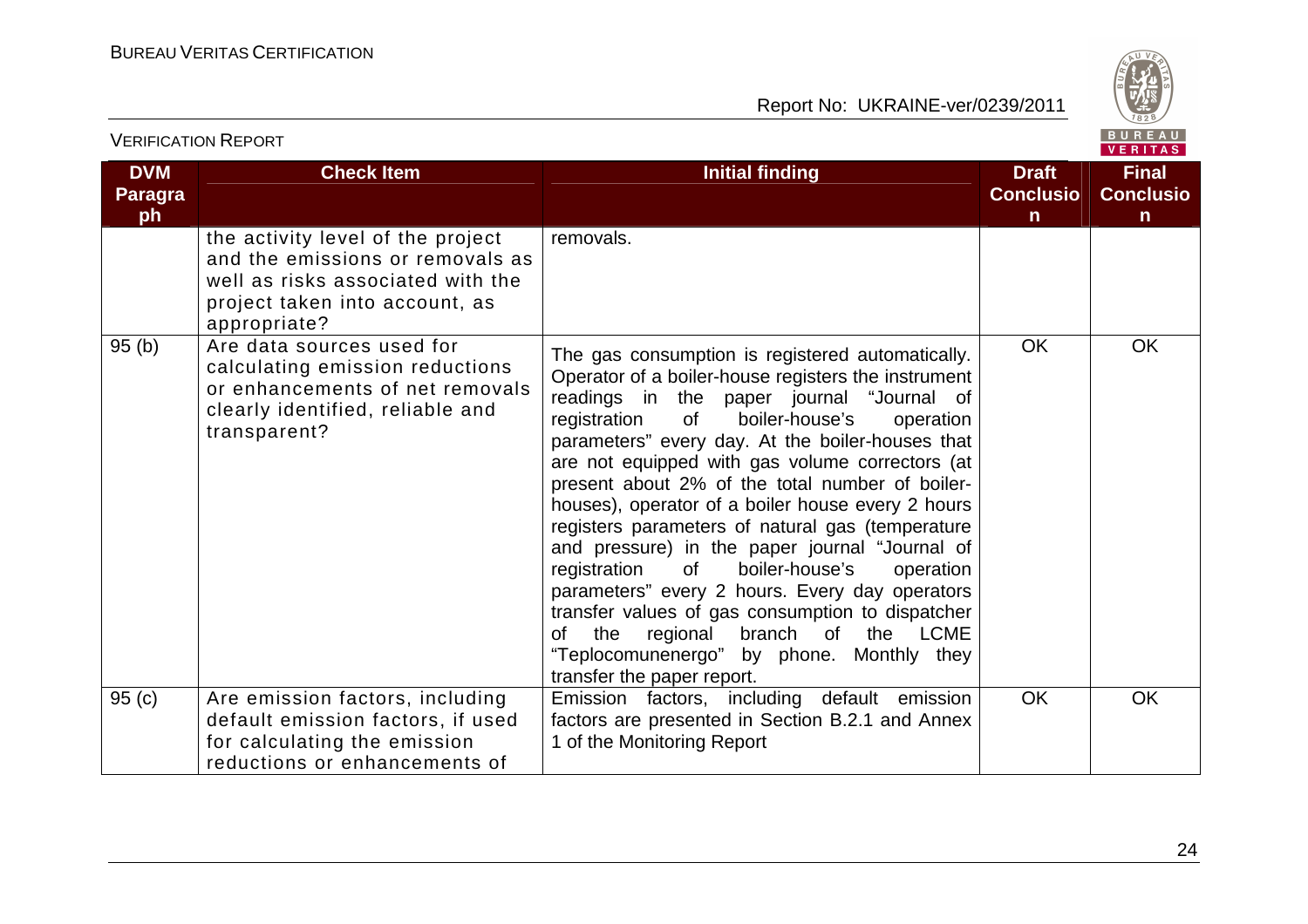| DVM Paragraph | Check Item | Initial finding | Draft Conclusion | Final Conclusion |
|---|---|---|---|---|
| | the activity level of the project and the emissions or removals as well as risks associated with the project taken into account, as appropriate? | removals. | | |
| 95 (b) | Are data sources used for calculating emission reductions or enhancements of net removals clearly identified, reliable and transparent? | The gas consumption is registered automatically. Operator of a boiler-house registers the instrument readings in the paper journal "Journal of registration of boiler-house's operation parameters" every day. At the boiler-houses that are not equipped with gas volume correctors (at present about 2% of the total number of boiler-houses), operator of a boiler house every 2 hours registers parameters of natural gas (temperature and pressure) in the paper journal "Journal of registration of boiler-house's operation parameters" every 2 hours. Every day operators transfer values of gas consumption to dispatcher of the regional branch of the LCME "Teplocomunenergo" by phone. Monthly they transfer the paper report. | OK | OK |
| 95 (c) | Are emission factors, including default emission factors, if used for calculating the emission reductions or enhancements of | Emission factors, including default emission factors are presented in Section B.2.1 and Annex 1 of the Monitoring Report | OK | OK |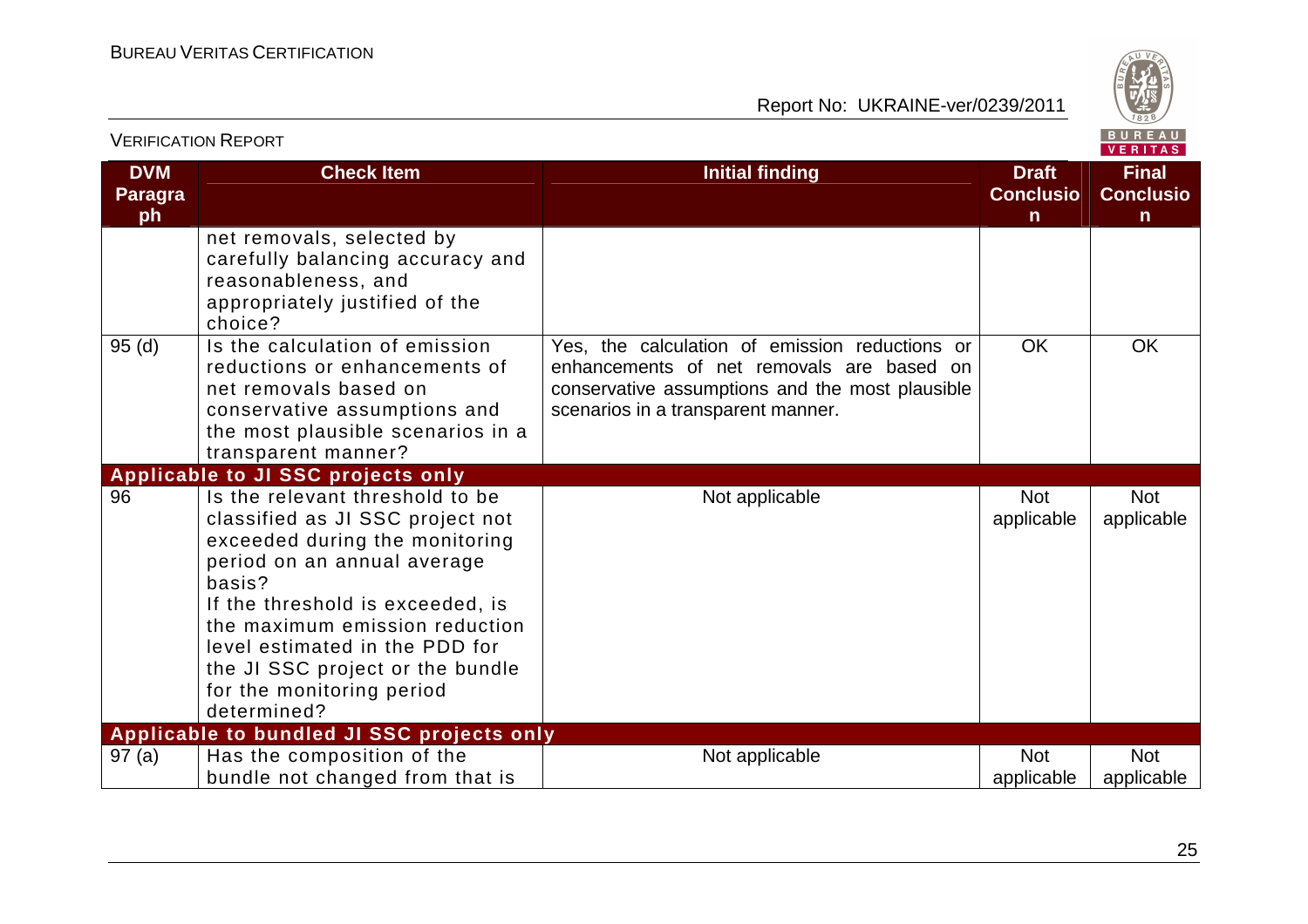| DVM Paragraph | Check Item | Initial finding | Draft Conclusion | Final Conclusion |
|---|---|---|---|---|
| | net removals, selected by carefully balancing accuracy and reasonableness, and appropriately justified of the choice? | | | |
| 95 (d) | Is the calculation of emission reductions or enhancements of net removals based on conservative assumptions and the most plausible scenarios in a transparent manner? | Yes, the calculation of emission reductions or enhancements of net removals are based on conservative assumptions and the most plausible scenarios in a transparent manner. | OK | OK |
| **Applicable to JI SSC projects only** | | | | |
| 96 | Is the relevant threshold to be classified as JI SSC project not exceeded during the monitoring period on an annual average basis?<br>If the threshold is exceeded, is the maximum emission reduction level estimated in the PDD for the JI SSC project or the bundle for the monitoring period determined? | Not applicable | Not applicable | Not applicable |
| **Applicable to bundled JI SSC projects only** | | | | |
| 97 (a) | Has the composition of the bundle not changed from that is | Not applicable | Not applicable | Not applicable |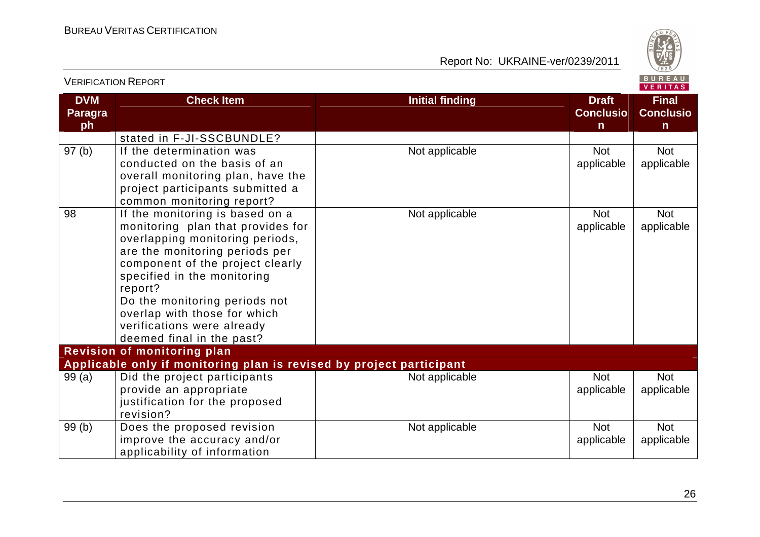| DVM Paragraph | Check Item | Initial finding | Draft Conclusion | Final Conclusion |
|---|---|---|---|---|
| | stated in F-JI-SSCBUNDLE? | | | |
| 97 (b) | If the determination was conducted on the basis of an overall monitoring plan, have the project participants submitted a common monitoring report? | Not applicable | Not applicable | Not applicable |
| 98 | If the monitoring is based on a monitoring plan that provides for overlapping monitoring periods, are the monitoring periods per component of the project clearly specified in the monitoring report? Do the monitoring periods not overlap with those for which verifications were already deemed final in the past? | Not applicable | Not applicable | Not applicable |
| **Revision of monitoring plan** | | | | |
| **Applicable only if monitoring plan is revised by project participant** | | | | |
| 99 (a) | Did the project participants provide an appropriate justification for the proposed revision? | Not applicable | Not applicable | Not applicable |
| 99 (b) | Does the proposed revision improve the accuracy and/or applicability of information | Not applicable | Not applicable | Not applicable |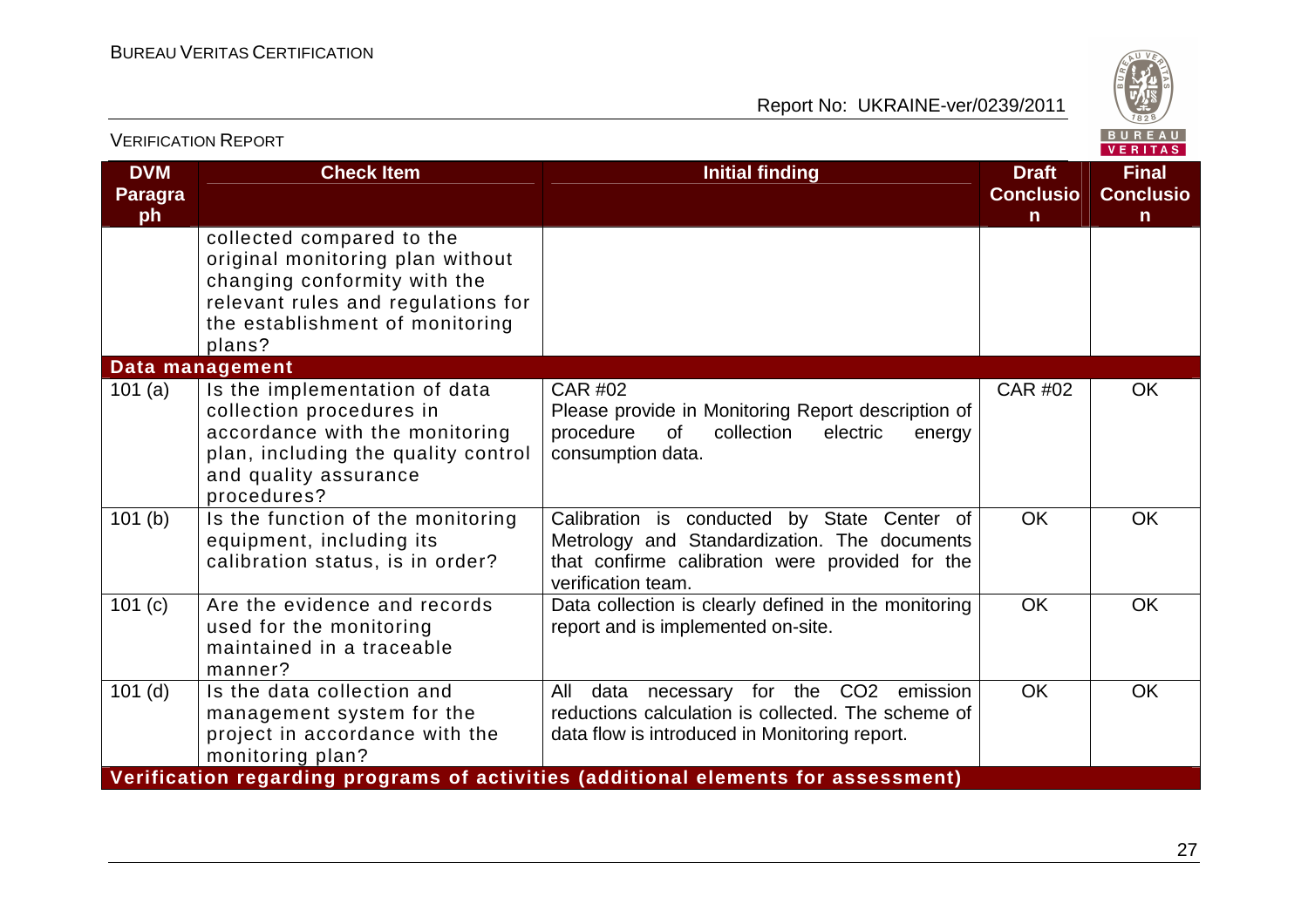| DVM Paragraph | Check Item | Initial finding | Draft Conclusion | Final Conclusion |
|---|---|---|---|---|
| | collected compared to the original monitoring plan without changing conformity with the relevant rules and regulations for the establishment of monitoring plans? | | | |
| **Data management** | | | | |
| 101 (a) | Is the implementation of data collection procedures in accordance with the monitoring plan, including the quality control and quality assurance procedures? | CAR #02<br>Please provide in Monitoring Report description of procedure of collection electric energy consumption data. | CAR #02 | OK |
| 101 (b) | Is the function of the monitoring equipment, including its calibration status, is in order? | Calibration is conducted by State Center of Metrology and Standardization. The documents that confirme calibration were provided for the verification team. | OK | OK |
| 101 (c) | Are the evidence and records used for the monitoring maintained in a traceable manner? | Data collection is clearly defined in the monitoring report and is implemented on-site. | OK | OK |
| 101 (d) | Is the data collection and management system for the project in accordance with the monitoring plan? | All data necessary for the $CO_2$ emission reductions calculation is collected. The scheme of data flow is introduced in Monitoring report. | OK | OK |
| **Verification regarding programs of activities (additional elements for assessment)** | | | | |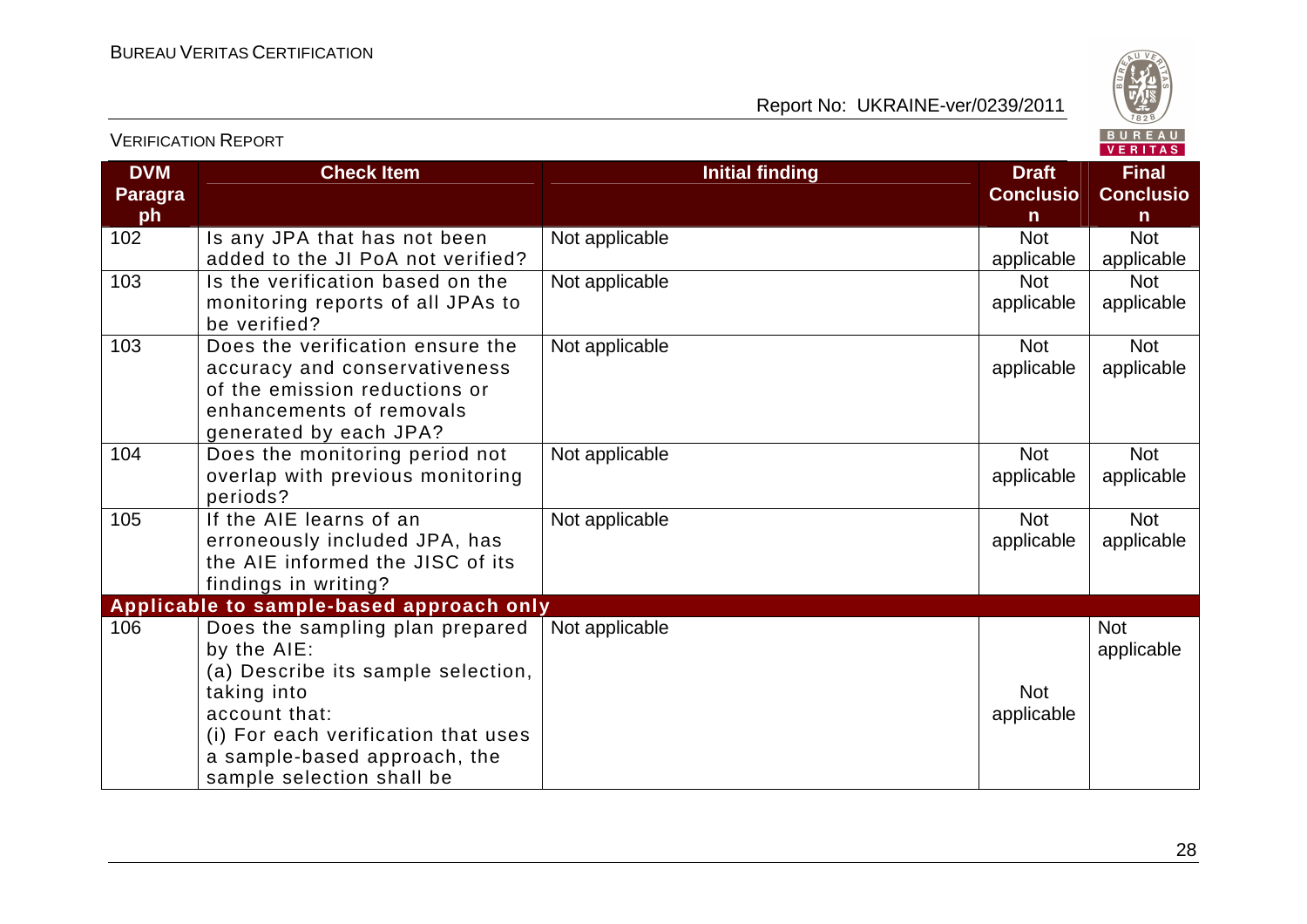| DVM Paragraph | Check Item | Initial finding | Draft Conclusion | Final Conclusion |
|---|---|---|---|---|
| 102 | Is any JPA that has not been added to the JI PoA not verified? | Not applicable | Not applicable | Not applicable |
| 103 | Is the verification based on the monitoring reports of all JPAs to be verified? | Not applicable | Not applicable | Not applicable |
| 103 | Does the verification ensure the accuracy and conservativeness of the emission reductions or enhancements of removals generated by each JPA? | Not applicable | Not applicable | Not applicable |
| 104 | Does the monitoring period not overlap with previous monitoring periods? | Not applicable | Not applicable | Not applicable |
| 105 | If the AIE learns of an erroneously included JPA, has the AIE informed the JISC of its findings in writing? | Not applicable | Not applicable | Not applicable |
| **Applicable to sample-based approach only** | | | | |
| 106 | Does the sampling plan prepared by the AIE:<br>(a) Describe its sample selection, taking into account that:<br>(i) For each verification that uses a sample-based approach, the sample selection shall be | Not applicable | Not applicable | Not applicable |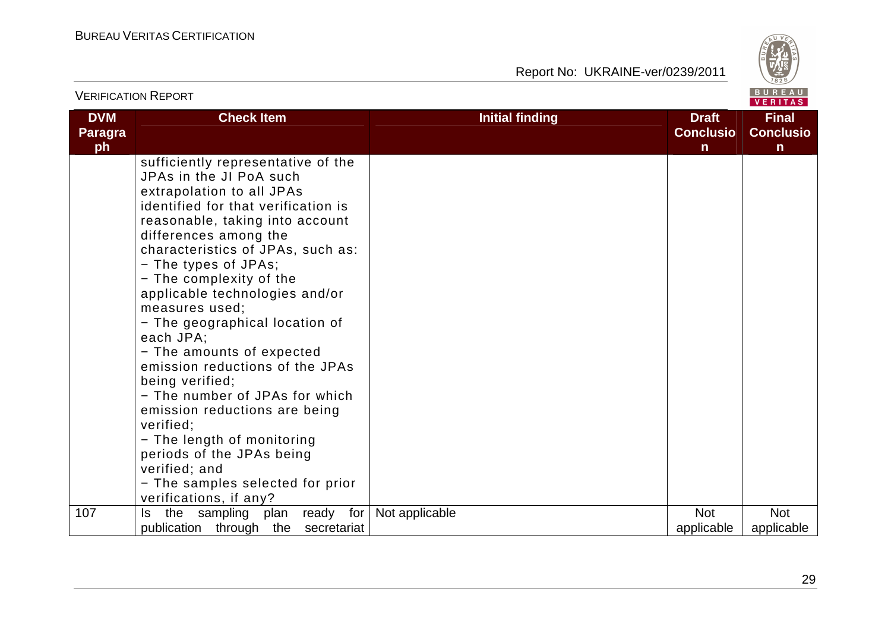| DVM Paragraph | Check Item | Initial finding | Draft Conclusion | Final Conclusion |
|---|---|---|---|---|
| | sufficiently representative of the JPAs in the JI PoA such extrapolation to all JPAs identified for that verification is reasonable, taking into account differences among the characteristics of JPAs, such as:<br>− The types of JPAs;<br>− The complexity of the applicable technologies and/or measures used;<br>− The geographical location of each JPA;<br>− The amounts of expected emission reductions of the JPAs being verified;<br>− The number of JPAs for which emission reductions are being verified;<br>− The length of monitoring periods of the JPAs being verified; and<br>− The samples selected for prior verifications, if any? | | | |
| 107 | Is the sampling plan ready for publication through the secretariat | Not applicable | Not applicable | Not applicable |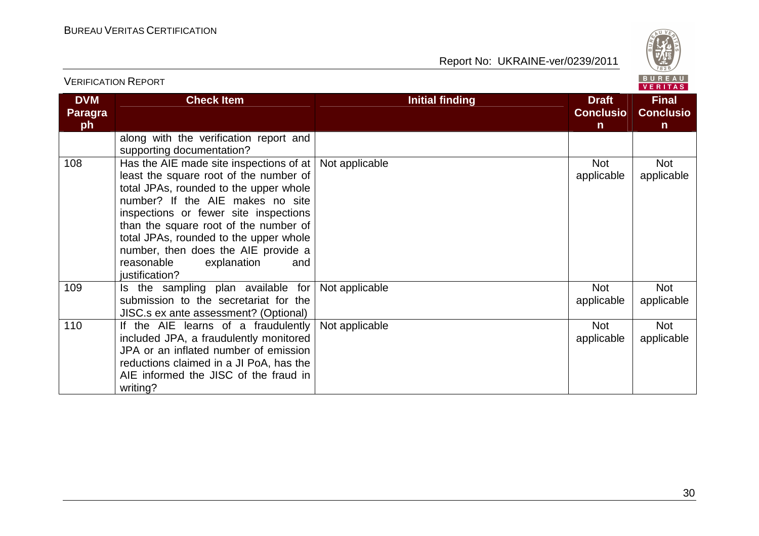| DVM Paragraph | Check Item | Initial finding | Draft Conclusion | Final Conclusion |
|---|---|---|---|---|
| | along with the verification report and supporting documentation? | | | |
| 108 | Has the AIE made site inspections of at least the square root of the number of total JPAs, rounded to the upper whole number? If the AIE makes no site inspections or fewer site inspections than the square root of the number of total JPAs, rounded to the upper whole number, then does the AIE provide a reasonable explanation and justification? | Not applicable | Not applicable | Not applicable |
| 109 | Is the sampling plan available for submission to the secretariat for the JISC.s ex ante assessment? (Optional) | Not applicable | Not applicable | Not applicable |
| 110 | If the AIE learns of a fraudulently included JPA, a fraudulently monitored JPA or an inflated number of emission reductions claimed in a JI PoA, has the AIE informed the JISC of the fraud in writing? | Not applicable | Not applicable | Not applicable |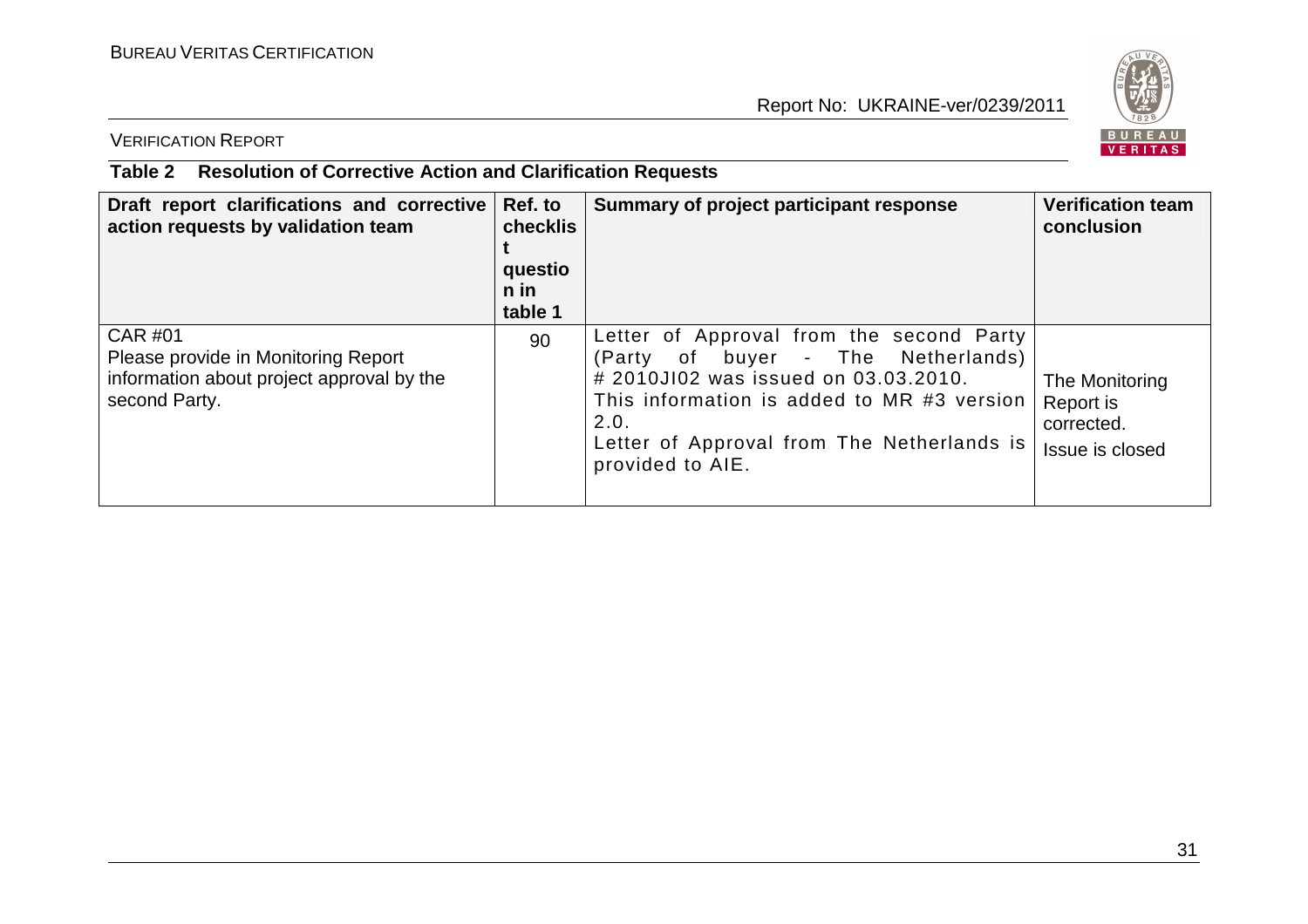**Table 2 Resolution of Corrective Action and Clarification Requests**

| Draft report clarifications and corrective action requests by validation team | Ref. to checklist question in table 1 | Summary of project participant response | Verification team conclusion |
|---|---|---|---|
| CAR #01<br>Please provide in Monitoring Report information about project approval by the second Party. | 90 | Letter of Approval from the second Party (Party of buyer - The Netherlands) # 2010JI02 was issued on 03.03.2010.<br>This information is added to MR #3 version 2.0.<br>Letter of Approval from The Netherlands is provided to AIE. | The Monitoring Report is corrected.<br>Issue is closed |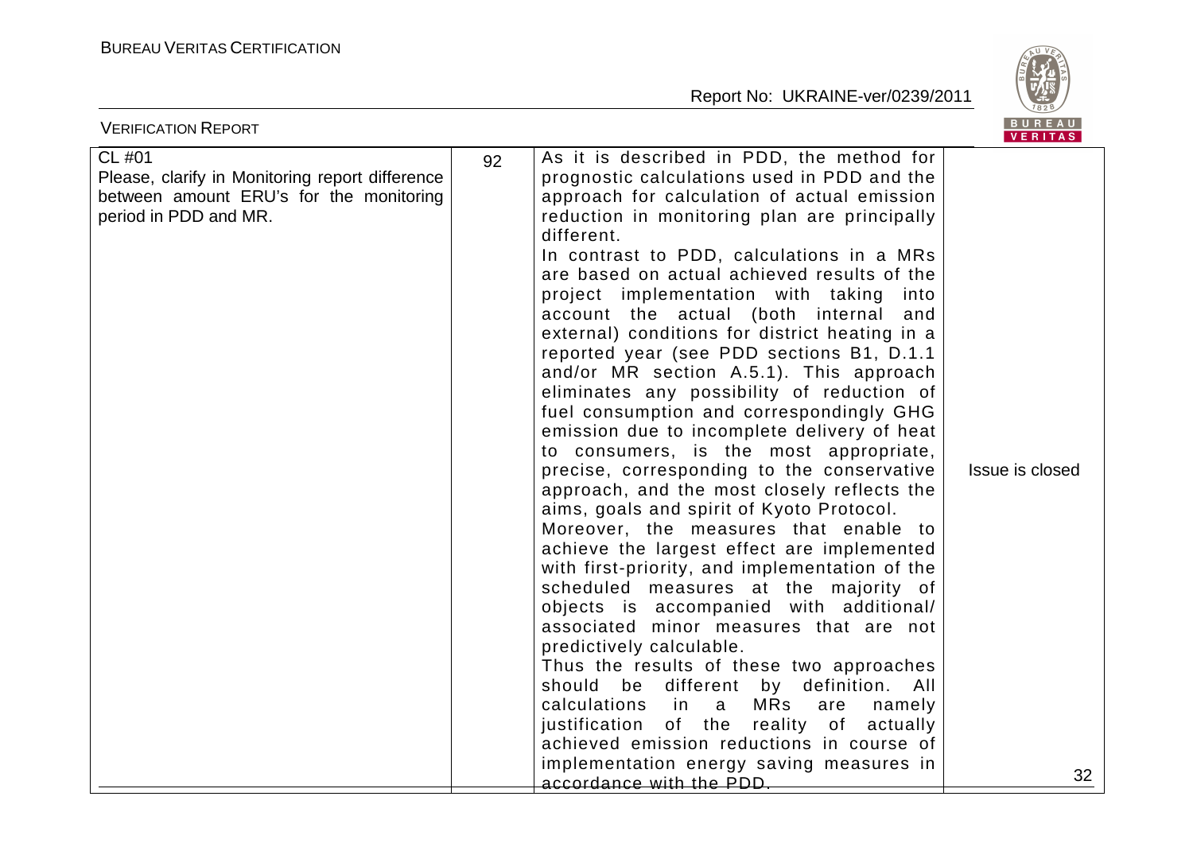| | | | |
|---|---|---|---|
| CL #01<br>Please, clarify in Monitoring report difference between amount ERU's for the monitoring period in PDD and MR. | 92 | As it is described in PDD, the method for prognostic calculations used in PDD and the approach for calculation of actual emission reduction in monitoring plan are principally different.<br>In contrast to PDD, calculations in a MRs are based on actual achieved results of the project implementation with taking into account the actual (both internal and external) conditions for district heating in a reported year (see PDD sections B1, D.1.1 and/or MR section A.5.1). This approach eliminates any possibility of reduction of fuel consumption and correspondingly GHG emission due to incomplete delivery of heat to consumers, is the most appropriate, precise, corresponding to the conservative approach, and the most closely reflects the aims, goals and spirit of Kyoto Protocol.<br>Moreover, the measures that enable to achieve the largest effect are implemented with first-priority, and implementation of the scheduled measures at the majority of objects is accompanied with additional/ associated minor measures that are not predictively calculable.<br>Thus the results of these two approaches should be different by definition. All calculations in a MRs are namely justification of the reality of actually achieved emission reductions in course of implementation energy saving measures in accordance with the PDD. | Issue is closed |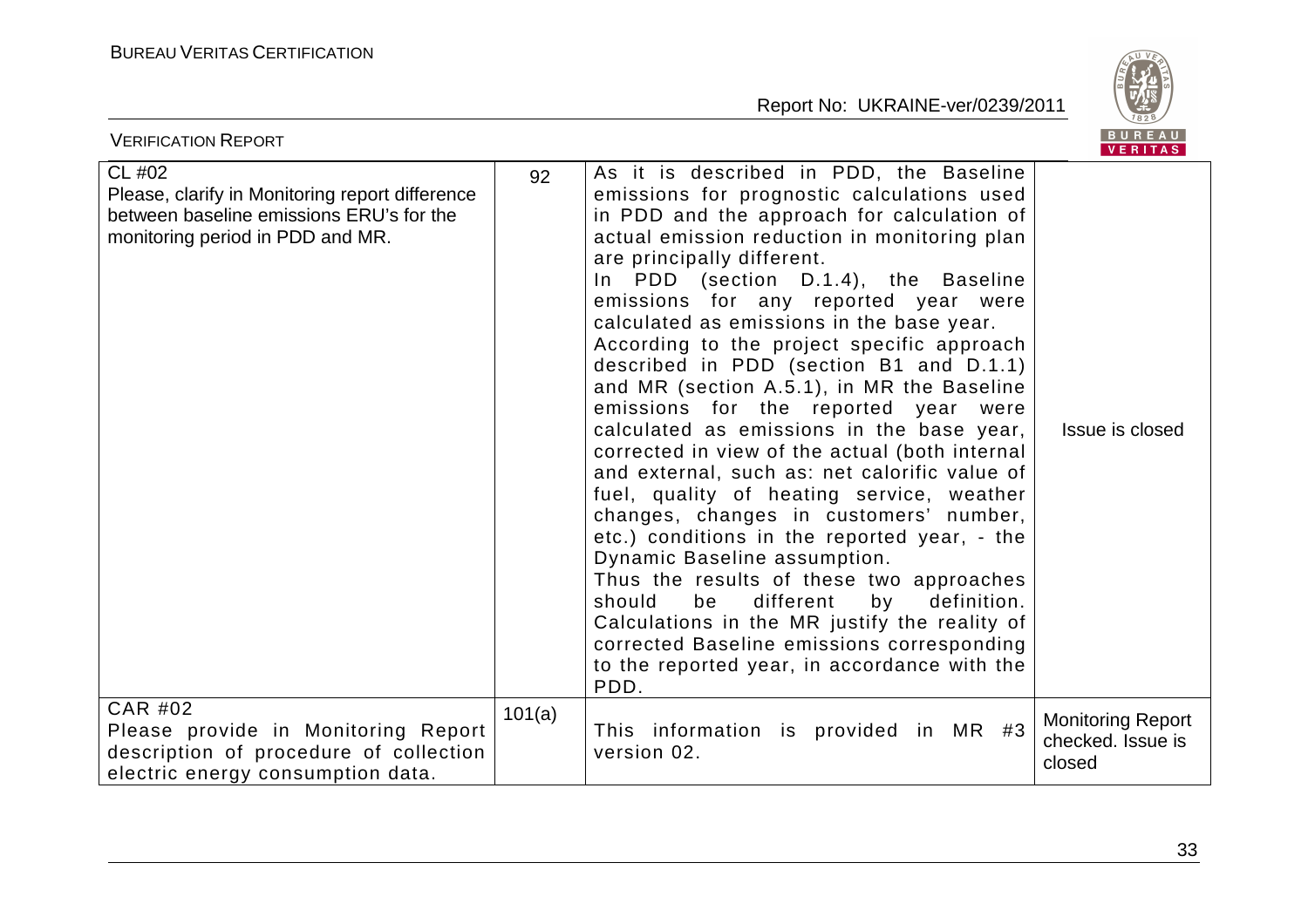| | | | |
|---|---|---|---|
| CL #02<br>Please, clarify in Monitoring report difference between baseline emissions ERU's for the monitoring period in PDD and MR. | 92 | As it is described in PDD, the Baseline emissions for prognostic calculations used in PDD and the approach for calculation of actual emission reduction in monitoring plan are principally different.<br>In PDD (section D.1.4), the Baseline emissions for any reported year were calculated as emissions in the base year.<br>According to the project specific approach described in PDD (section B1 and D.1.1) and MR (section A.5.1), in MR the Baseline emissions for the reported year were calculated as emissions in the base year, corrected in view of the actual (both internal and external, such as: net calorific value of fuel, quality of heating service, weather changes, changes in customers' number, etc.) conditions in the reported year, - the Dynamic Baseline assumption.<br>Thus the results of these two approaches should be different by definition. Calculations in the MR justify the reality of corrected Baseline emissions corresponding to the reported year, in accordance with the PDD. | Issue is closed |
| CAR #02<br>Please provide in Monitoring Report description of procedure of collection electric energy consumption data. | 101(a) | This information is provided in MR #3 version 02. | Monitoring Report checked. Issue is closed |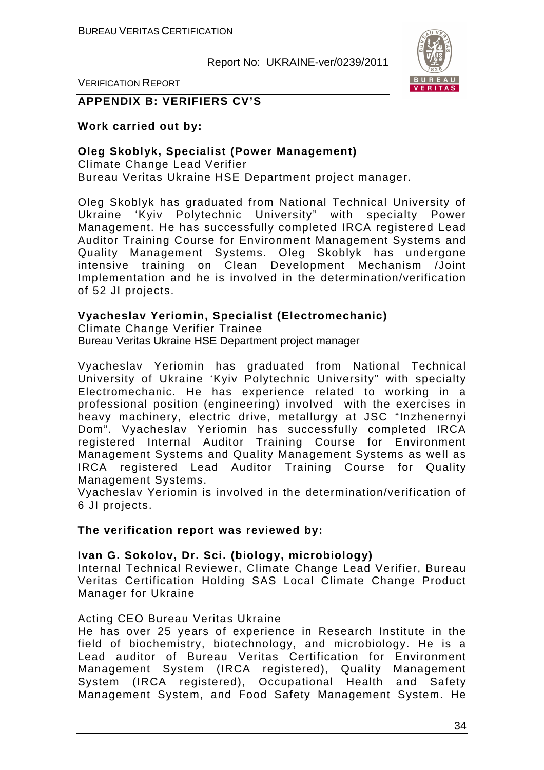**APPENDIX B: VERIFIERS CV'S**

**Work carried out by:**

**Oleg Skoblyk, Specialist (Power Management)**
Climate Change Lead Verifier
Bureau Veritas Ukraine HSE Department project manager.

Oleg Skoblyk has graduated from National Technical University of Ukraine 'Kyiv Polytechnic University" with specialty Power Management. He has successfully completed IRCA registered Lead Auditor Training Course for Environment Management Systems and Quality Management Systems. Oleg Skoblyk has undergone intensive training on Clean Development Mechanism /Joint Implementation and he is involved in the determination/verification of 52 JI projects.

**Vyacheslav Yeriomin, Specialist (Electromechanic)**
Climate Change Verifier Trainee
Bureau Veritas Ukraine HSE Department project manager

Vyacheslav Yeriomin has graduated from National Technical University of Ukraine 'Kyiv Polytechnic University" with specialty Electromechanic. He has experience related to working in a professional position (engineering) involved with the exercises in heavy machinery, electric drive, metallurgy at JSC "Inzhenernyi Dom". Vyacheslav Yeriomin has successfully completed IRCA registered Internal Auditor Training Course for Environment Management Systems and Quality Management Systems as well as IRCA registered Lead Auditor Training Course for Quality Management Systems.
Vyacheslav Yeriomin is involved in the determination/verification of 6 JI projects.

**The verification report was reviewed by:**

**Ivan G. Sokolov, Dr. Sci. (biology, microbiology)**
Internal Technical Reviewer, Climate Change Lead Verifier, Bureau Veritas Certification Holding SAS Local Climate Change Product Manager for Ukraine

Acting CEO Bureau Veritas Ukraine
He has over 25 years of experience in Research Institute in the field of biochemistry, biotechnology, and microbiology. He is a Lead auditor of Bureau Veritas Certification for Environment Management System (IRCA registered), Quality Management System (IRCA registered), Occupational Health and Safety Management System, and Food Safety Management System. He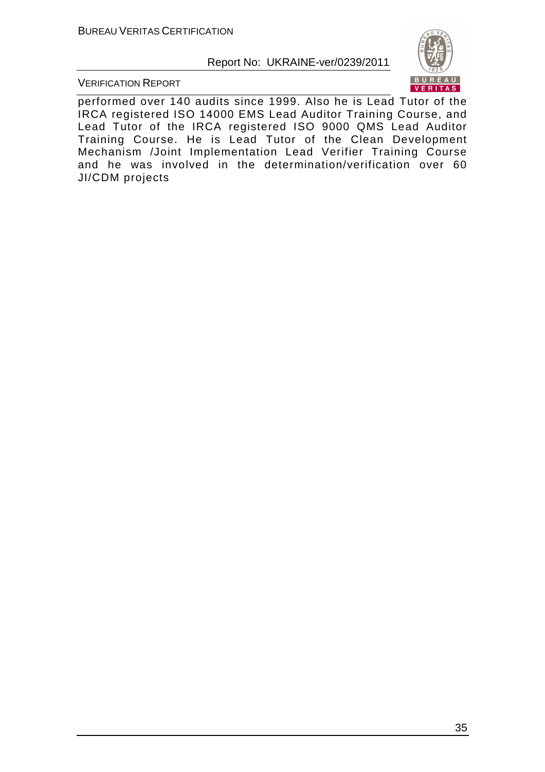performed over 140 audits since 1999. Also he is Lead Tutor of the IRCA registered ISO 14000 EMS Lead Auditor Training Course, and Lead Tutor of the IRCA registered ISO 9000 QMS Lead Auditor Training Course. He is Lead Tutor of the Clean Development Mechanism /Joint Implementation Lead Verifier Training Course and he was involved in the determination/verification over 60 JI/CDM projects